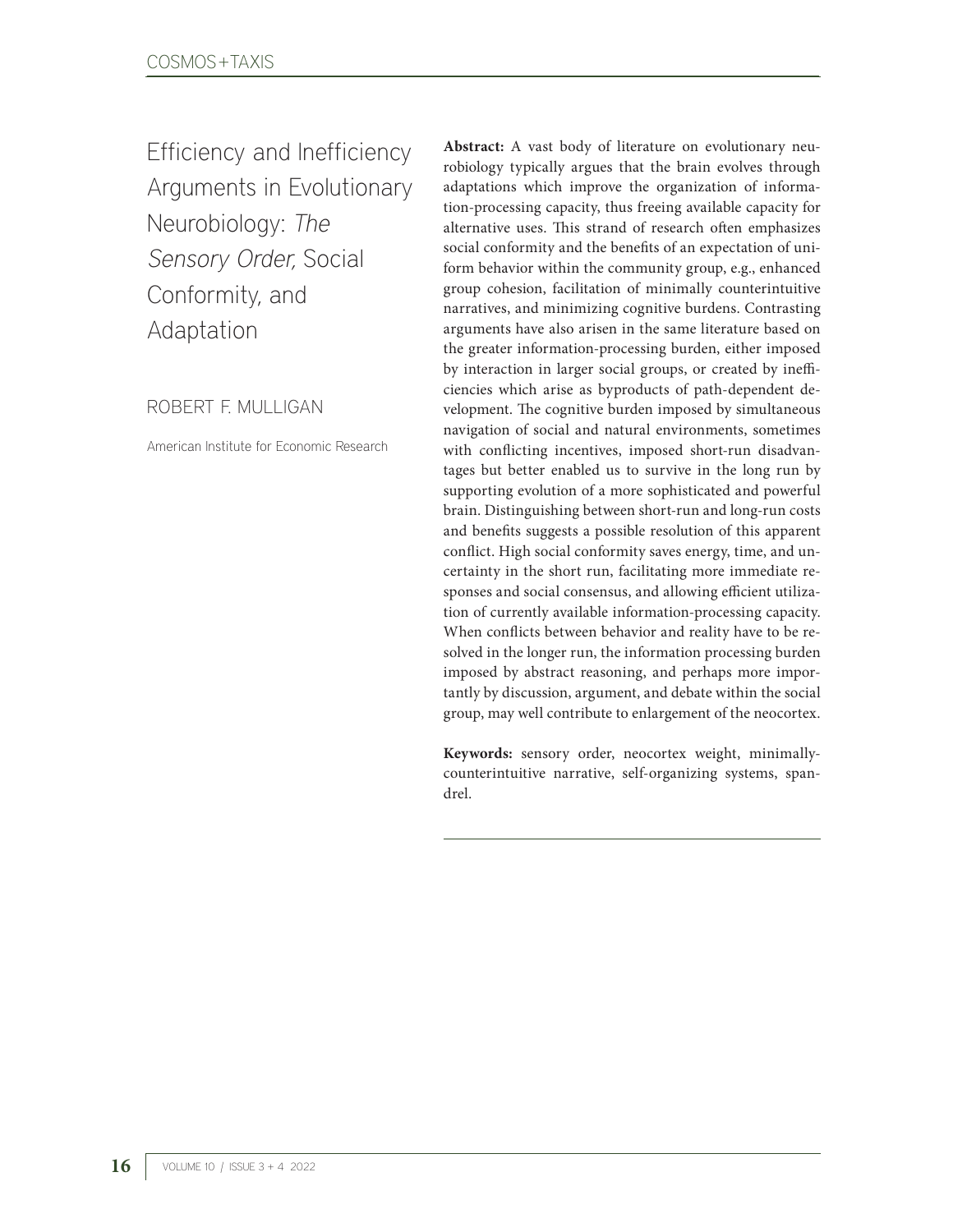# Efficiency and Inefficiency Arguments in Evolutionary Neurobiology: *The Sensory Order,* Social Conformity, and Adaptation

ROBERT F. MULLIGAN

American Institute for Economic Research

**Abstract:** A vast body of literature on evolutionary neurobiology typically argues that the brain evolves through adaptations which improve the organization of information-processing capacity, thus freeing available capacity for alternative uses. This strand of research often emphasizes social conformity and the benefits of an expectation of uniform behavior within the community group, e.g., enhanced group cohesion, facilitation of minimally counterintuitive narratives, and minimizing cognitive burdens. Contrasting arguments have also arisen in the same literature based on the greater information-processing burden, either imposed by interaction in larger social groups, or created by inefficiencies which arise as byproducts of path-dependent development. The cognitive burden imposed by simultaneous navigation of social and natural environments, sometimes with conflicting incentives, imposed short-run disadvantages but better enabled us to survive in the long run by supporting evolution of a more sophisticated and powerful brain. Distinguishing between short-run and long-run costs and benefits suggests a possible resolution of this apparent conflict. High social conformity saves energy, time, and uncertainty in the short run, facilitating more immediate responses and social consensus, and allowing efficient utilization of currently available information-processing capacity. When conflicts between behavior and reality have to be resolved in the longer run, the information processing burden imposed by abstract reasoning, and perhaps more importantly by discussion, argument, and debate within the social group, may well contribute to enlargement of the neocortex.

**Keywords:** sensory order, neocortex weight, minimally-counterintuitive narrative, self-organizing systems, spandrel.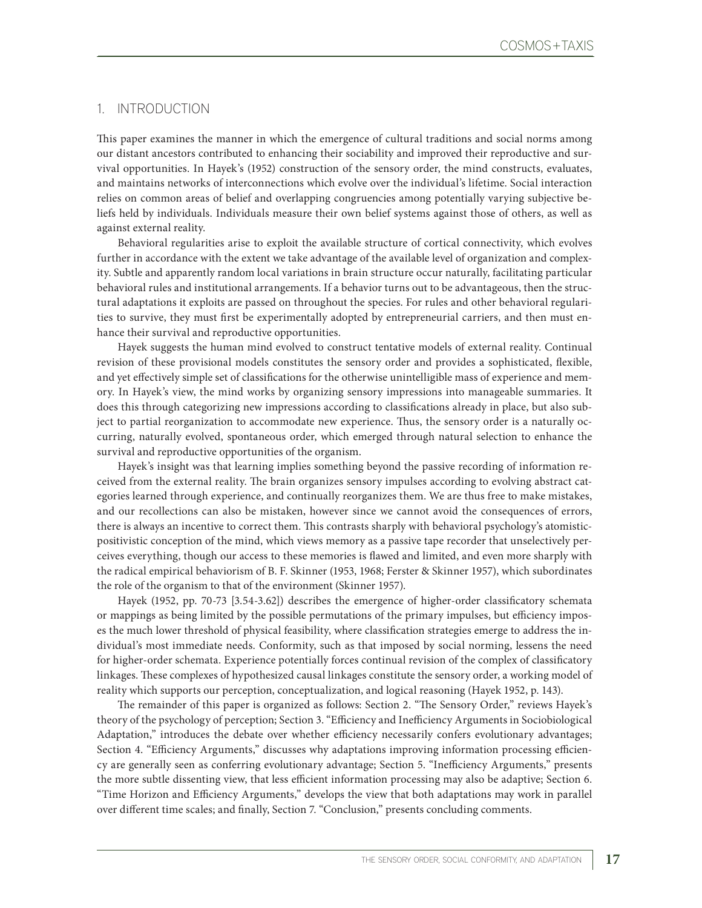## 1. INTRODUCTION

This paper examines the manner in which the emergence of cultural traditions and social norms among our distant ancestors contributed to enhancing their sociability and improved their reproductive and survival opportunities. In Hayek's (1952) construction of the sensory order, the mind constructs, evaluates, and maintains networks of interconnections which evolve over the individual's lifetime. Social interaction relies on common areas of belief and overlapping congruencies among potentially varying subjective beliefs held by individuals. Individuals measure their own belief systems against those of others, as well as against external reality.

Behavioral regularities arise to exploit the available structure of cortical connectivity, which evolves further in accordance with the extent we take advantage of the available level of organization and complexity. Subtle and apparently random local variations in brain structure occur naturally, facilitating particular behavioral rules and institutional arrangements. If a behavior turns out to be advantageous, then the structural adaptations it exploits are passed on throughout the species. For rules and other behavioral regularities to survive, they must first be experimentally adopted by entrepreneurial carriers, and then must enhance their survival and reproductive opportunities.

Hayek suggests the human mind evolved to construct tentative models of external reality. Continual revision of these provisional models constitutes the sensory order and provides a sophisticated, flexible, and yet effectively simple set of classifications for the otherwise unintelligible mass of experience and memory. In Hayek's view, the mind works by organizing sensory impressions into manageable summaries. It does this through categorizing new impressions according to classifications already in place, but also subject to partial reorganization to accommodate new experience. Thus, the sensory order is a naturally occurring, naturally evolved, spontaneous order, which emerged through natural selection to enhance the survival and reproductive opportunities of the organism.

Hayek's insight was that learning implies something beyond the passive recording of information received from the external reality. The brain organizes sensory impulses according to evolving abstract categories learned through experience, and continually reorganizes them. We are thus free to make mistakes, and our recollections can also be mistaken, however since we cannot avoid the consequences of errors, there is always an incentive to correct them. This contrasts sharply with behavioral psychology's atomistic-positivistic conception of the mind, which views memory as a passive tape recorder that unselectively perceives everything, though our access to these memories is flawed and limited, and even more sharply with the radical empirical behaviorism of B. F. Skinner (1953, 1968; Ferster & Skinner 1957), which subordinates the role of the organism to that of the environment (Skinner 1957).

Hayek (1952, pp. 70-73 [3.54-3.62]) describes the emergence of higher-order classificatory schemata or mappings as being limited by the possible permutations of the primary impulses, but efficiency imposes the much lower threshold of physical feasibility, where classification strategies emerge to address the individual's most immediate needs. Conformity, such as that imposed by social norming, lessens the need for higher-order schemata. Experience potentially forces continual revision of the complex of classificatory linkages. These complexes of hypothesized causal linkages constitute the sensory order, a working model of reality which supports our perception, conceptualization, and logical reasoning (Hayek 1952, p. 143).

The remainder of this paper is organized as follows: Section 2. "The Sensory Order," reviews Hayek's theory of the psychology of perception; Section 3. "Efficiency and Inefficiency Arguments in Sociobiological Adaptation," introduces the debate over whether efficiency necessarily confers evolutionary advantages; Section 4. "Efficiency Arguments," discusses why adaptations improving information processing efficiency are generally seen as conferring evolutionary advantage; Section 5. "Inefficiency Arguments," presents the more subtle dissenting view, that less efficient information processing may also be adaptive; Section 6. "Time Horizon and Efficiency Arguments," develops the view that both adaptations may work in parallel over different time scales; and finally, Section 7. "Conclusion," presents concluding comments.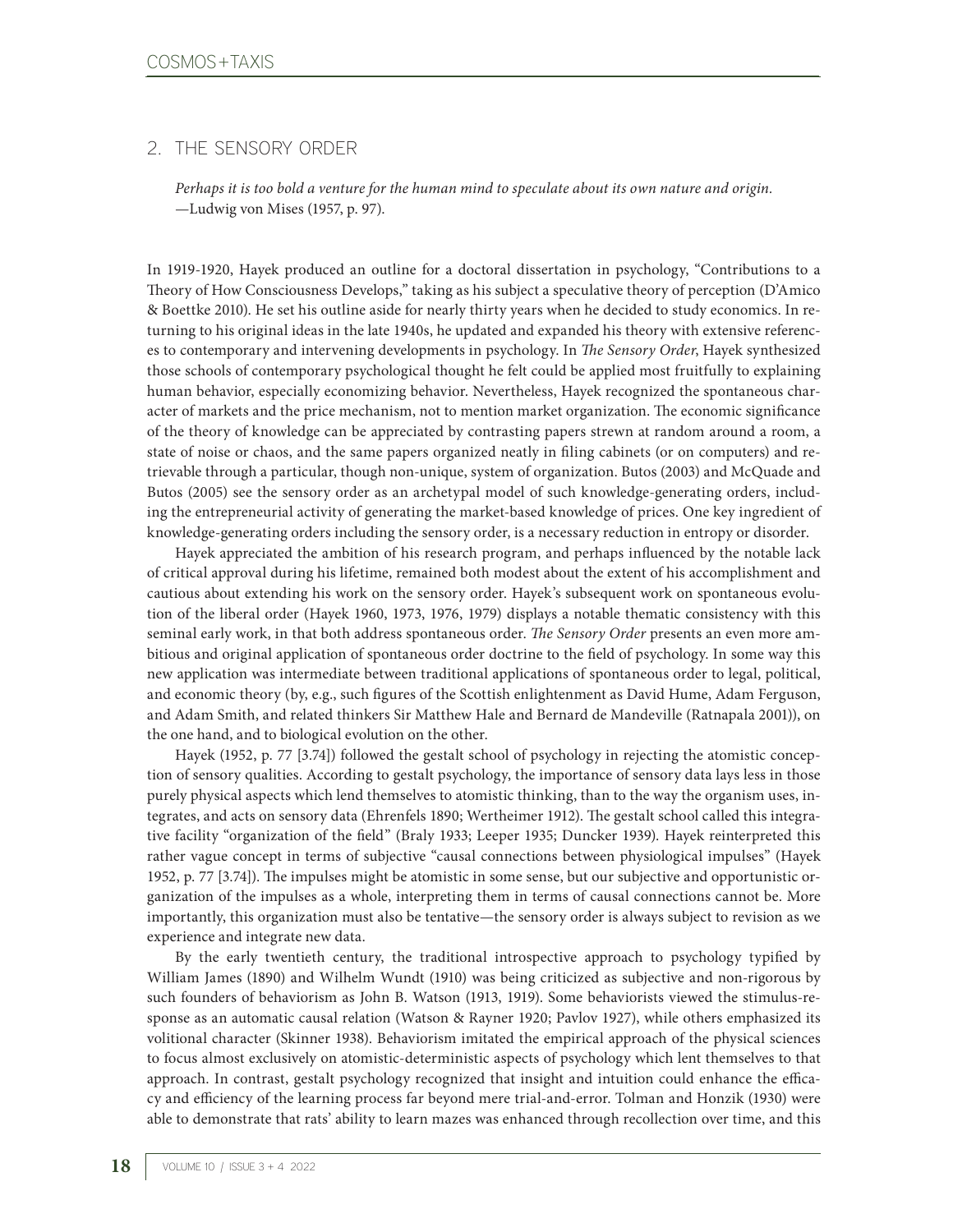## 2. THE SENSORY ORDER

> *Perhaps it is too bold a venture for the human mind to speculate about its own nature and origin.*
> —Ludwig von Mises (1957, p. 97).

In 1919-1920, Hayek produced an outline for a doctoral dissertation in psychology, "Contributions to a Theory of How Consciousness Develops," taking as his subject a speculative theory of perception (D'Amico & Boettke 2010). He set his outline aside for nearly thirty years when he decided to study economics. In returning to his original ideas in the late 1940s, he updated and expanded his theory with extensive references to contemporary and intervening developments in psychology. In *The Sensory Order*, Hayek synthesized those schools of contemporary psychological thought he felt could be applied most fruitfully to explaining human behavior, especially economizing behavior. Nevertheless, Hayek recognized the spontaneous character of markets and the price mechanism, not to mention market organization. The economic significance of the theory of knowledge can be appreciated by contrasting papers strewn at random around a room, a state of noise or chaos, and the same papers organized neatly in filing cabinets (or on computers) and retrievable through a particular, though non-unique, system of organization. Butos (2003) and McQuade and Butos (2005) see the sensory order as an archetypal model of such knowledge-generating orders, including the entrepreneurial activity of generating the market-based knowledge of prices. One key ingredient of knowledge-generating orders including the sensory order, is a necessary reduction in entropy or disorder.

Hayek appreciated the ambition of his research program, and perhaps influenced by the notable lack of critical approval during his lifetime, remained both modest about the extent of his accomplishment and cautious about extending his work on the sensory order. Hayek's subsequent work on spontaneous evolution of the liberal order (Hayek 1960, 1973, 1976, 1979) displays a notable thematic consistency with this seminal early work, in that both address spontaneous order. *The Sensory Order* presents an even more ambitious and original application of spontaneous order doctrine to the field of psychology. In some way this new application was intermediate between traditional applications of spontaneous order to legal, political, and economic theory (by, e.g., such figures of the Scottish enlightenment as David Hume, Adam Ferguson, and Adam Smith, and related thinkers Sir Matthew Hale and Bernard de Mandeville (Ratnapala 2001)), on the one hand, and to biological evolution on the other.

Hayek (1952, p. 77 [3.74]) followed the gestalt school of psychology in rejecting the atomistic conception of sensory qualities. According to gestalt psychology, the importance of sensory data lays less in those purely physical aspects which lend themselves to atomistic thinking, than to the way the organism uses, integrates, and acts on sensory data (Ehrenfels 1890; Wertheimer 1912). The gestalt school called this integrative facility "organization of the field" (Braly 1933; Leeper 1935; Duncker 1939). Hayek reinterpreted this rather vague concept in terms of subjective "causal connections between physiological impulses" (Hayek 1952, p. 77 [3.74]). The impulses might be atomistic in some sense, but our subjective and opportunistic organization of the impulses as a whole, interpreting them in terms of causal connections cannot be. More importantly, this organization must also be tentative—the sensory order is always subject to revision as we experience and integrate new data.

By the early twentieth century, the traditional introspective approach to psychology typified by William James (1890) and Wilhelm Wundt (1910) was being criticized as subjective and non-rigorous by such founders of behaviorism as John B. Watson (1913, 1919). Some behaviorists viewed the stimulus-response as an automatic causal relation (Watson & Rayner 1920; Pavlov 1927), while others emphasized its volitional character (Skinner 1938). Behaviorism imitated the empirical approach of the physical sciences to focus almost exclusively on atomistic-deterministic aspects of psychology which lent themselves to that approach. In contrast, gestalt psychology recognized that insight and intuition could enhance the efficacy and efficiency of the learning process far beyond mere trial-and-error. Tolman and Honzik (1930) were able to demonstrate that rats' ability to learn mazes was enhanced through recollection over time, and this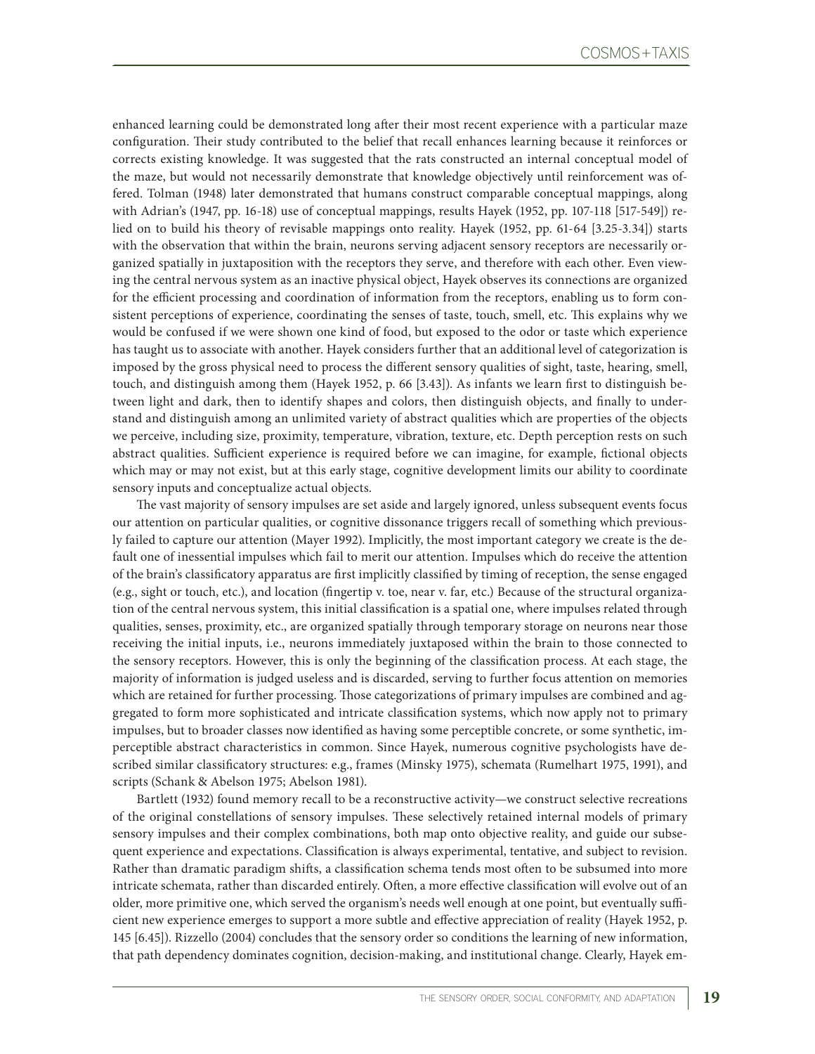enhanced learning could be demonstrated long after their most recent experience with a particular maze configuration. Their study contributed to the belief that recall enhances learning because it reinforces or corrects existing knowledge. It was suggested that the rats constructed an internal conceptual model of the maze, but would not necessarily demonstrate that knowledge objectively until reinforcement was offered. Tolman (1948) later demonstrated that humans construct comparable conceptual mappings, along with Adrian's (1947, pp. 16-18) use of conceptual mappings, results Hayek (1952, pp. 107-118 [517-549]) relied on to build his theory of revisable mappings onto reality. Hayek (1952, pp. 61-64 [3.25-3.34]) starts with the observation that within the brain, neurons serving adjacent sensory receptors are necessarily organized spatially in juxtaposition with the receptors they serve, and therefore with each other. Even viewing the central nervous system as an inactive physical object, Hayek observes its connections are organized for the efficient processing and coordination of information from the receptors, enabling us to form consistent perceptions of experience, coordinating the senses of taste, touch, smell, etc. This explains why we would be confused if we were shown one kind of food, but exposed to the odor or taste which experience has taught us to associate with another. Hayek considers further that an additional level of categorization is imposed by the gross physical need to process the different sensory qualities of sight, taste, hearing, smell, touch, and distinguish among them (Hayek 1952, p. 66 [3.43]). As infants we learn first to distinguish between light and dark, then to identify shapes and colors, then distinguish objects, and finally to understand and distinguish among an unlimited variety of abstract qualities which are properties of the objects we perceive, including size, proximity, temperature, vibration, texture, etc. Depth perception rests on such abstract qualities. Sufficient experience is required before we can imagine, for example, fictional objects which may or may not exist, but at this early stage, cognitive development limits our ability to coordinate sensory inputs and conceptualize actual objects.

The vast majority of sensory impulses are set aside and largely ignored, unless subsequent events focus our attention on particular qualities, or cognitive dissonance triggers recall of something which previously failed to capture our attention (Mayer 1992). Implicitly, the most important category we create is the default one of inessential impulses which fail to merit our attention. Impulses which do receive the attention of the brain's classificatory apparatus are first implicitly classified by timing of reception, the sense engaged (e.g., sight or touch, etc.), and location (fingertip v. toe, near v. far, etc.) Because of the structural organization of the central nervous system, this initial classification is a spatial one, where impulses related through qualities, senses, proximity, etc., are organized spatially through temporary storage on neurons near those receiving the initial inputs, i.e., neurons immediately juxtaposed within the brain to those connected to the sensory receptors. However, this is only the beginning of the classification process. At each stage, the majority of information is judged useless and is discarded, serving to further focus attention on memories which are retained for further processing. Those categorizations of primary impulses are combined and aggregated to form more sophisticated and intricate classification systems, which now apply not to primary impulses, but to broader classes now identified as having some perceptible concrete, or some synthetic, imperceptible abstract characteristics in common. Since Hayek, numerous cognitive psychologists have described similar classificatory structures: e.g., frames (Minsky 1975), schemata (Rumelhart 1975, 1991), and scripts (Schank & Abelson 1975; Abelson 1981).

Bartlett (1932) found memory recall to be a reconstructive activity—we construct selective recreations of the original constellations of sensory impulses. These selectively retained internal models of primary sensory impulses and their complex combinations, both map onto objective reality, and guide our subsequent experience and expectations. Classification is always experimental, tentative, and subject to revision. Rather than dramatic paradigm shifts, a classification schema tends most often to be subsumed into more intricate schemata, rather than discarded entirely. Often, a more effective classification will evolve out of an older, more primitive one, which served the organism's needs well enough at one point, but eventually sufficient new experience emerges to support a more subtle and effective appreciation of reality (Hayek 1952, p. 145 [6.45]). Rizzello (2004) concludes that the sensory order so conditions the learning of new information, that path dependency dominates cognition, decision-making, and institutional change. Clearly, Hayek em-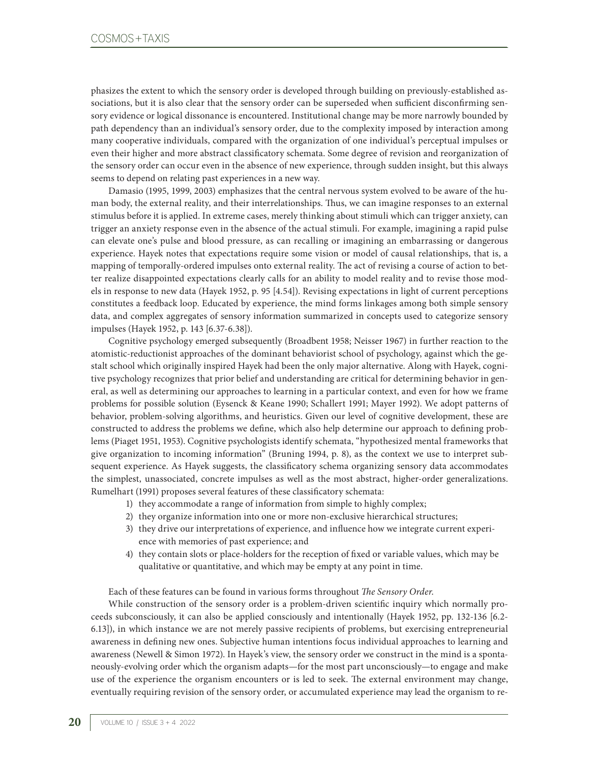phasizes the extent to which the sensory order is developed through building on previously-established associations, but it is also clear that the sensory order can be superseded when sufficient disconfirming sensory evidence or logical dissonance is encountered. Institutional change may be more narrowly bounded by path dependency than an individual's sensory order, due to the complexity imposed by interaction among many cooperative individuals, compared with the organization of one individual's perceptual impulses or even their higher and more abstract classificatory schemata. Some degree of revision and reorganization of the sensory order can occur even in the absence of new experience, through sudden insight, but this always seems to depend on relating past experiences in a new way.

Damasio (1995, 1999, 2003) emphasizes that the central nervous system evolved to be aware of the human body, the external reality, and their interrelationships. Thus, we can imagine responses to an external stimulus before it is applied. In extreme cases, merely thinking about stimuli which can trigger anxiety, can trigger an anxiety response even in the absence of the actual stimuli. For example, imagining a rapid pulse can elevate one's pulse and blood pressure, as can recalling or imagining an embarrassing or dangerous experience. Hayek notes that expectations require some vision or model of causal relationships, that is, a mapping of temporally-ordered impulses onto external reality. The act of revising a course of action to better realize disappointed expectations clearly calls for an ability to model reality and to revise those models in response to new data (Hayek 1952, p. 95 [4.54]). Revising expectations in light of current perceptions constitutes a feedback loop. Educated by experience, the mind forms linkages among both simple sensory data, and complex aggregates of sensory information summarized in concepts used to categorize sensory impulses (Hayek 1952, p. 143 [6.37-6.38]).

Cognitive psychology emerged subsequently (Broadbent 1958; Neisser 1967) in further reaction to the atomistic-reductionist approaches of the dominant behaviorist school of psychology, against which the gestalt school which originally inspired Hayek had been the only major alternative. Along with Hayek, cognitive psychology recognizes that prior belief and understanding are critical for determining behavior in general, as well as determining our approaches to learning in a particular context, and even for how we frame problems for possible solution (Eysenck & Keane 1990; Schallert 1991; Mayer 1992). We adopt patterns of behavior, problem-solving algorithms, and heuristics. Given our level of cognitive development, these are constructed to address the problems we define, which also help determine our approach to defining problems (Piaget 1951, 1953). Cognitive psychologists identify schemata, "hypothesized mental frameworks that give organization to incoming information" (Bruning 1994, p. 8), as the context we use to interpret subsequent experience. As Hayek suggests, the classificatory schema organizing sensory data accommodates the simplest, unassociated, concrete impulses as well as the most abstract, higher-order generalizations. Rumelhart (1991) proposes several features of these classificatory schemata:

1) they accommodate a range of information from simple to highly complex;
2) they organize information into one or more non-exclusive hierarchical structures;
3) they drive our interpretations of experience, and influence how we integrate current experience with memories of past experience; and
4) they contain slots or place-holders for the reception of fixed or variable values, which may be qualitative or quantitative, and which may be empty at any point in time.

Each of these features can be found in various forms throughout *The Sensory Order*.

While construction of the sensory order is a problem-driven scientific inquiry which normally proceeds subconsciously, it can also be applied consciously and intentionally (Hayek 1952, pp. 132-136 [6.2-6.13]), in which instance we are not merely passive recipients of problems, but exercising entrepreneurial awareness in defining new ones. Subjective human intentions focus individual approaches to learning and awareness (Newell & Simon 1972). In Hayek's view, the sensory order we construct in the mind is a spontaneously-evolving order which the organism adapts—for the most part unconsciously—to engage and make use of the experience the organism encounters or is led to seek. The external environment may change, eventually requiring revision of the sensory order, or accumulated experience may lead the organism to re-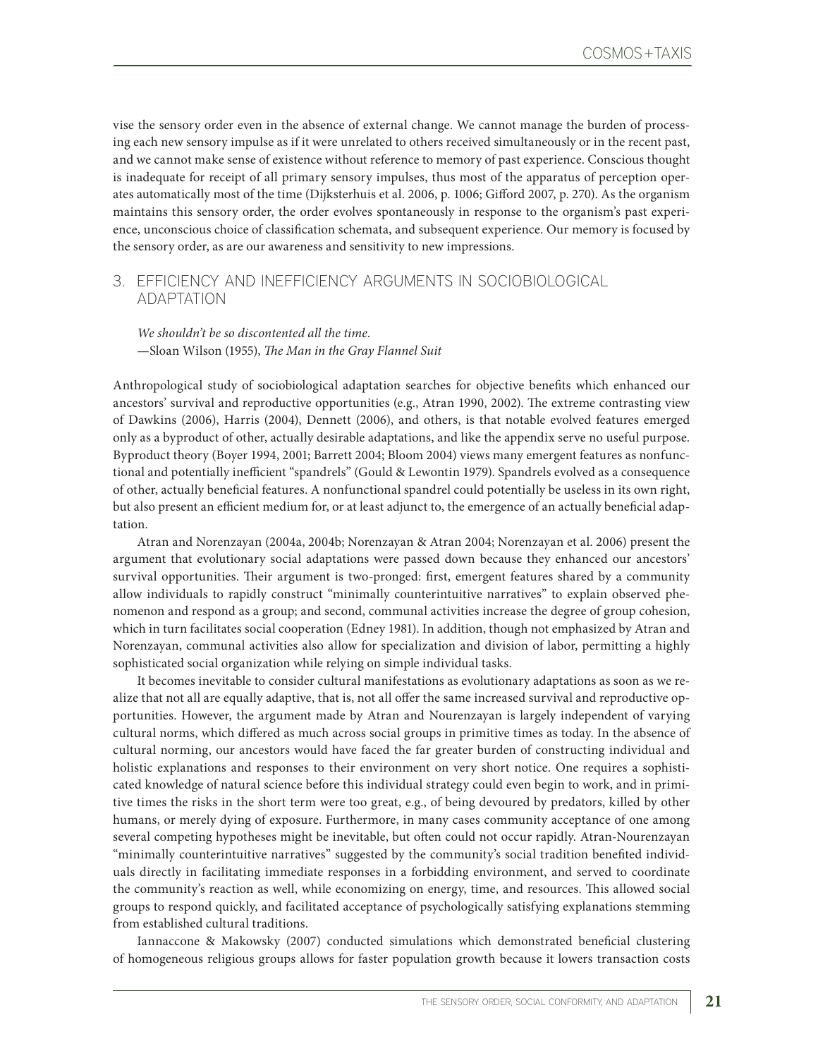vise the sensory order even in the absence of external change. We cannot manage the burden of processing each new sensory impulse as if it were unrelated to others received simultaneously or in the recent past, and we cannot make sense of existence without reference to memory of past experience. Conscious thought is inadequate for receipt of all primary sensory impulses, thus most of the apparatus of perception operates automatically most of the time (Dijksterhuis et al. 2006, p. 1006; Gifford 2007, p. 270). As the organism maintains this sensory order, the order evolves spontaneously in response to the organism's past experience, unconscious choice of classification schemata, and subsequent experience. Our memory is focused by the sensory order, as are our awareness and sensitivity to new impressions.

## 3. EFFICIENCY AND INEFFICIENCY ARGUMENTS IN SOCIOBIOLOGICAL ADAPTATION

*We shouldn't be so discontented all the time.*
—Sloan Wilson (1955), *The Man in the Gray Flannel Suit*

Anthropological study of sociobiological adaptation searches for objective benefits which enhanced our ancestors' survival and reproductive opportunities (e.g., Atran 1990, 2002). The extreme contrasting view of Dawkins (2006), Harris (2004), Dennett (2006), and others, is that notable evolved features emerged only as a byproduct of other, actually desirable adaptations, and like the appendix serve no useful purpose. Byproduct theory (Boyer 1994, 2001; Barrett 2004; Bloom 2004) views many emergent features as nonfunctional and potentially inefficient "spandrels" (Gould & Lewontin 1979). Spandrels evolved as a consequence of other, actually beneficial features. A nonfunctional spandrel could potentially be useless in its own right, but also present an efficient medium for, or at least adjunct to, the emergence of an actually beneficial adaptation.

Atran and Norenzayan (2004a, 2004b; Norenzayan & Atran 2004; Norenzayan et al. 2006) present the argument that evolutionary social adaptations were passed down because they enhanced our ancestors' survival opportunities. Their argument is two-pronged: first, emergent features shared by a community allow individuals to rapidly construct "minimally counterintuitive narratives" to explain observed phenomenon and respond as a group; and second, communal activities increase the degree of group cohesion, which in turn facilitates social cooperation (Edney 1981). In addition, though not emphasized by Atran and Norenzayan, communal activities also allow for specialization and division of labor, permitting a highly sophisticated social organization while relying on simple individual tasks.

It becomes inevitable to consider cultural manifestations as evolutionary adaptations as soon as we realize that not all are equally adaptive, that is, not all offer the same increased survival and reproductive opportunities. However, the argument made by Atran and Nourenzayan is largely independent of varying cultural norms, which differed as much across social groups in primitive times as today. In the absence of cultural norming, our ancestors would have faced the far greater burden of constructing individual and holistic explanations and responses to their environment on very short notice. One requires a sophisticated knowledge of natural science before this individual strategy could even begin to work, and in primitive times the risks in the short term were too great, e.g., of being devoured by predators, killed by other humans, or merely dying of exposure. Furthermore, in many cases community acceptance of one among several competing hypotheses might be inevitable, but often could not occur rapidly. Atran-Nourenzayan "minimally counterintuitive narratives" suggested by the community's social tradition benefited individuals directly in facilitating immediate responses in a forbidding environment, and served to coordinate the community's reaction as well, while economizing on energy, time, and resources. This allowed social groups to respond quickly, and facilitated acceptance of psychologically satisfying explanations stemming from established cultural traditions.

Iannaccone & Makowsky (2007) conducted simulations which demonstrated beneficial clustering of homogeneous religious groups allows for faster population growth because it lowers transaction costs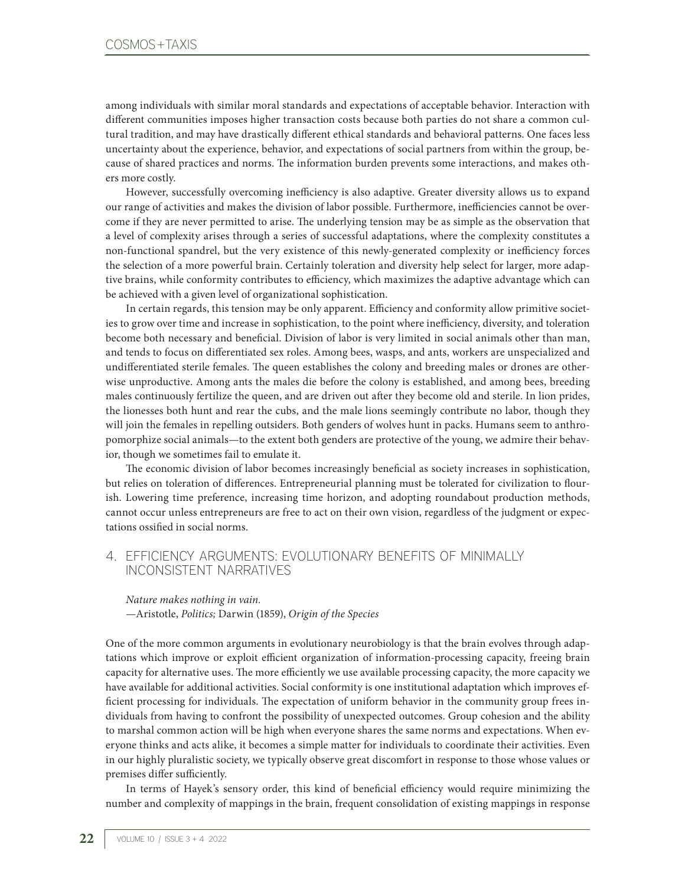among individuals with similar moral standards and expectations of acceptable behavior. Interaction with different communities imposes higher transaction costs because both parties do not share a common cultural tradition, and may have drastically different ethical standards and behavioral patterns. One faces less uncertainty about the experience, behavior, and expectations of social partners from within the group, because of shared practices and norms. The information burden prevents some interactions, and makes others more costly.

However, successfully overcoming inefficiency is also adaptive. Greater diversity allows us to expand our range of activities and makes the division of labor possible. Furthermore, inefficiencies cannot be overcome if they are never permitted to arise. The underlying tension may be as simple as the observation that a level of complexity arises through a series of successful adaptations, where the complexity constitutes a non-functional spandrel, but the very existence of this newly-generated complexity or inefficiency forces the selection of a more powerful brain. Certainly toleration and diversity help select for larger, more adaptive brains, while conformity contributes to efficiency, which maximizes the adaptive advantage which can be achieved with a given level of organizational sophistication.

In certain regards, this tension may be only apparent. Efficiency and conformity allow primitive societies to grow over time and increase in sophistication, to the point where inefficiency, diversity, and toleration become both necessary and beneficial. Division of labor is very limited in social animals other than man, and tends to focus on differentiated sex roles. Among bees, wasps, and ants, workers are unspecialized and undifferentiated sterile females. The queen establishes the colony and breeding males or drones are otherwise unproductive. Among ants the males die before the colony is established, and among bees, breeding males continuously fertilize the queen, and are driven out after they become old and sterile. In lion prides, the lionesses both hunt and rear the cubs, and the male lions seemingly contribute no labor, though they will join the females in repelling outsiders. Both genders of wolves hunt in packs. Humans seem to anthropomorphize social animals—to the extent both genders are protective of the young, we admire their behavior, though we sometimes fail to emulate it.

The economic division of labor becomes increasingly beneficial as society increases in sophistication, but relies on toleration of differences. Entrepreneurial planning must be tolerated for civilization to flourish. Lowering time preference, increasing time horizon, and adopting roundabout production methods, cannot occur unless entrepreneurs are free to act on their own vision, regardless of the judgment or expectations ossified in social norms.

## 4. EFFICIENCY ARGUMENTS: EVOLUTIONARY BENEFITS OF MINIMALLY INCONSISTENT NARRATIVES

> *Nature makes nothing in vain.*
> —Aristotle, *Politics;* Darwin (1859), *Origin of the Species*

One of the more common arguments in evolutionary neurobiology is that the brain evolves through adaptations which improve or exploit efficient organization of information-processing capacity, freeing brain capacity for alternative uses. The more efficiently we use available processing capacity, the more capacity we have available for additional activities. Social conformity is one institutional adaptation which improves efficient processing for individuals. The expectation of uniform behavior in the community group frees individuals from having to confront the possibility of unexpected outcomes. Group cohesion and the ability to marshal common action will be high when everyone shares the same norms and expectations. When everyone thinks and acts alike, it becomes a simple matter for individuals to coordinate their activities. Even in our highly pluralistic society, we typically observe great discomfort in response to those whose values or premises differ sufficiently.

In terms of Hayek's sensory order, this kind of beneficial efficiency would require minimizing the number and complexity of mappings in the brain, frequent consolidation of existing mappings in response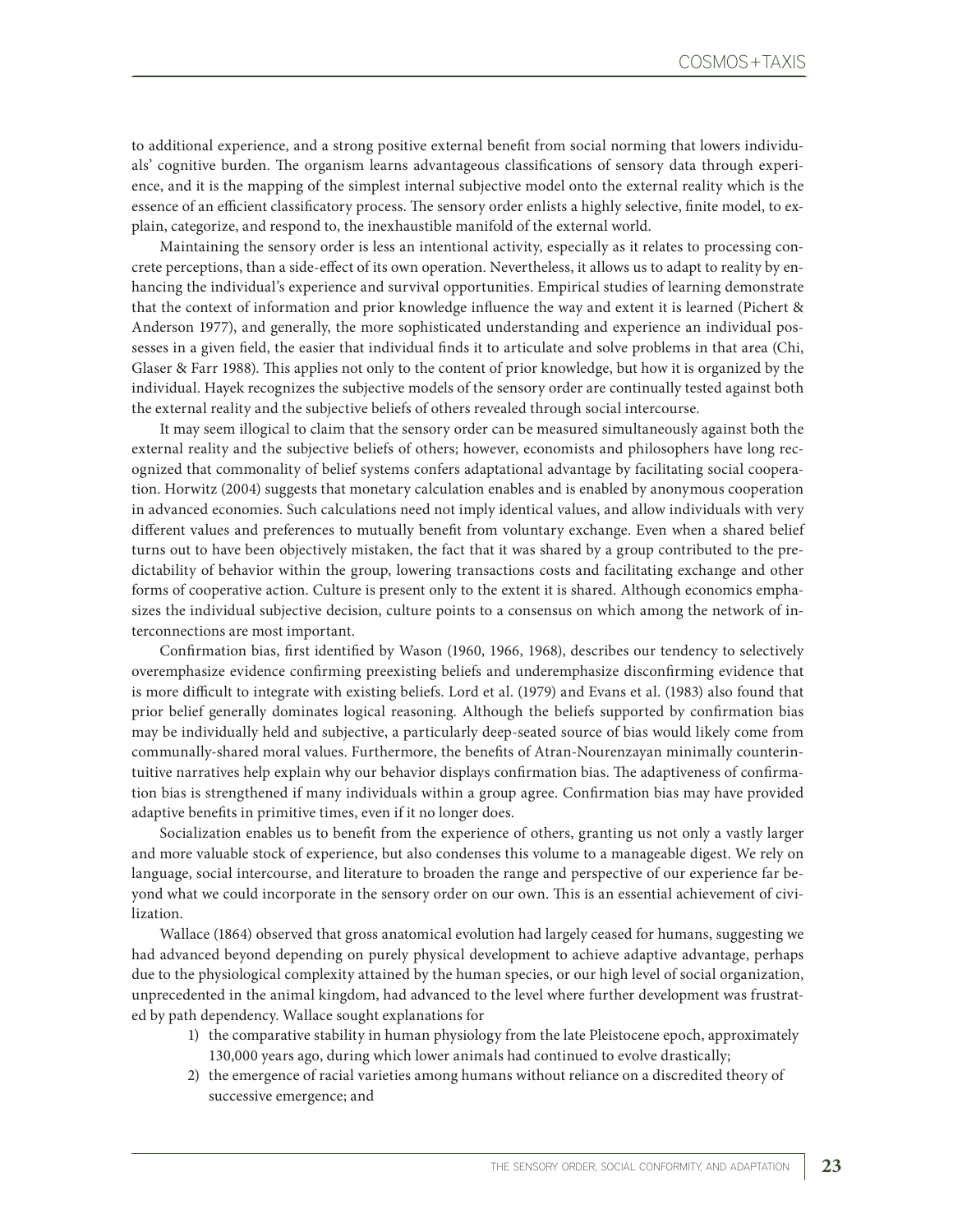to additional experience, and a strong positive external benefit from social norming that lowers individuals' cognitive burden. The organism learns advantageous classifications of sensory data through experience, and it is the mapping of the simplest internal subjective model onto the external reality which is the essence of an efficient classificatory process. The sensory order enlists a highly selective, finite model, to explain, categorize, and respond to, the inexhaustible manifold of the external world.

Maintaining the sensory order is less an intentional activity, especially as it relates to processing concrete perceptions, than a side-effect of its own operation. Nevertheless, it allows us to adapt to reality by enhancing the individual's experience and survival opportunities. Empirical studies of learning demonstrate that the context of information and prior knowledge influence the way and extent it is learned (Pichert & Anderson 1977), and generally, the more sophisticated understanding and experience an individual possesses in a given field, the easier that individual finds it to articulate and solve problems in that area (Chi, Glaser & Farr 1988). This applies not only to the content of prior knowledge, but how it is organized by the individual. Hayek recognizes the subjective models of the sensory order are continually tested against both the external reality and the subjective beliefs of others revealed through social intercourse.

It may seem illogical to claim that the sensory order can be measured simultaneously against both the external reality and the subjective beliefs of others; however, economists and philosophers have long recognized that commonality of belief systems confers adaptational advantage by facilitating social cooperation. Horwitz (2004) suggests that monetary calculation enables and is enabled by anonymous cooperation in advanced economies. Such calculations need not imply identical values, and allow individuals with very different values and preferences to mutually benefit from voluntary exchange. Even when a shared belief turns out to have been objectively mistaken, the fact that it was shared by a group contributed to the predictability of behavior within the group, lowering transactions costs and facilitating exchange and other forms of cooperative action. Culture is present only to the extent it is shared. Although economics emphasizes the individual subjective decision, culture points to a consensus on which among the network of interconnections are most important.

Confirmation bias, first identified by Wason (1960, 1966, 1968), describes our tendency to selectively overemphasize evidence confirming preexisting beliefs and underemphasize disconfirming evidence that is more difficult to integrate with existing beliefs. Lord et al. (1979) and Evans et al. (1983) also found that prior belief generally dominates logical reasoning. Although the beliefs supported by confirmation bias may be individually held and subjective, a particularly deep-seated source of bias would likely come from communally-shared moral values. Furthermore, the benefits of Atran-Nourenzayan minimally counterintuitive narratives help explain why our behavior displays confirmation bias. The adaptiveness of confirmation bias is strengthened if many individuals within a group agree. Confirmation bias may have provided adaptive benefits in primitive times, even if it no longer does.

Socialization enables us to benefit from the experience of others, granting us not only a vastly larger and more valuable stock of experience, but also condenses this volume to a manageable digest. We rely on language, social intercourse, and literature to broaden the range and perspective of our experience far beyond what we could incorporate in the sensory order on our own. This is an essential achievement of civilization.

Wallace (1864) observed that gross anatomical evolution had largely ceased for humans, suggesting we had advanced beyond depending on purely physical development to achieve adaptive advantage, perhaps due to the physiological complexity attained by the human species, or our high level of social organization, unprecedented in the animal kingdom, had advanced to the level where further development was frustrated by path dependency. Wallace sought explanations for

1) the comparative stability in human physiology from the late Pleistocene epoch, approximately 130,000 years ago, during which lower animals had continued to evolve drastically;
2) the emergence of racial varieties among humans without reliance on a discredited theory of successive emergence; and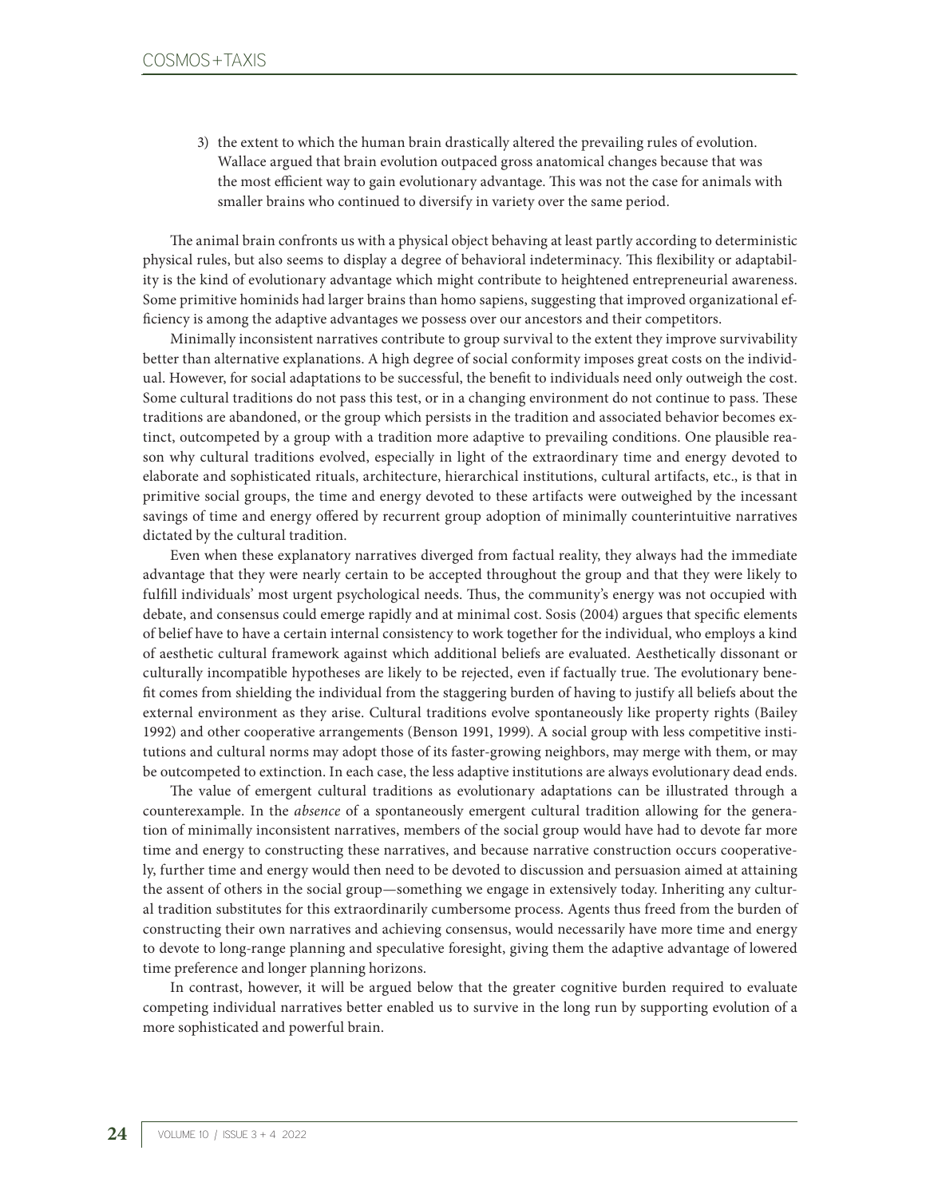3) the extent to which the human brain drastically altered the prevailing rules of evolution. Wallace argued that brain evolution outpaced gross anatomical changes because that was the most efficient way to gain evolutionary advantage. This was not the case for animals with smaller brains who continued to diversify in variety over the same period.

The animal brain confronts us with a physical object behaving at least partly according to deterministic physical rules, but also seems to display a degree of behavioral indeterminacy. This flexibility or adaptability is the kind of evolutionary advantage which might contribute to heightened entrepreneurial awareness. Some primitive hominids had larger brains than homo sapiens, suggesting that improved organizational efficiency is among the adaptive advantages we possess over our ancestors and their competitors.

Minimally inconsistent narratives contribute to group survival to the extent they improve survivability better than alternative explanations. A high degree of social conformity imposes great costs on the individual. However, for social adaptations to be successful, the benefit to individuals need only outweigh the cost. Some cultural traditions do not pass this test, or in a changing environment do not continue to pass. These traditions are abandoned, or the group which persists in the tradition and associated behavior becomes extinct, outcompeted by a group with a tradition more adaptive to prevailing conditions. One plausible reason why cultural traditions evolved, especially in light of the extraordinary time and energy devoted to elaborate and sophisticated rituals, architecture, hierarchical institutions, cultural artifacts, etc., is that in primitive social groups, the time and energy devoted to these artifacts were outweighed by the incessant savings of time and energy offered by recurrent group adoption of minimally counterintuitive narratives dictated by the cultural tradition.

Even when these explanatory narratives diverged from factual reality, they always had the immediate advantage that they were nearly certain to be accepted throughout the group and that they were likely to fulfill individuals' most urgent psychological needs. Thus, the community's energy was not occupied with debate, and consensus could emerge rapidly and at minimal cost. Sosis (2004) argues that specific elements of belief have to have a certain internal consistency to work together for the individual, who employs a kind of aesthetic cultural framework against which additional beliefs are evaluated. Aesthetically dissonant or culturally incompatible hypotheses are likely to be rejected, even if factually true. The evolutionary benefit comes from shielding the individual from the staggering burden of having to justify all beliefs about the external environment as they arise. Cultural traditions evolve spontaneously like property rights (Bailey 1992) and other cooperative arrangements (Benson 1991, 1999). A social group with less competitive institutions and cultural norms may adopt those of its faster-growing neighbors, may merge with them, or may be outcompeted to extinction. In each case, the less adaptive institutions are always evolutionary dead ends.

The value of emergent cultural traditions as evolutionary adaptations can be illustrated through a counterexample. In the *absence* of a spontaneously emergent cultural tradition allowing for the generation of minimally inconsistent narratives, members of the social group would have had to devote far more time and energy to constructing these narratives, and because narrative construction occurs cooperatively, further time and energy would then need to be devoted to discussion and persuasion aimed at attaining the assent of others in the social group—something we engage in extensively today. Inheriting any cultural tradition substitutes for this extraordinarily cumbersome process. Agents thus freed from the burden of constructing their own narratives and achieving consensus, would necessarily have more time and energy to devote to long-range planning and speculative foresight, giving them the adaptive advantage of lowered time preference and longer planning horizons.

In contrast, however, it will be argued below that the greater cognitive burden required to evaluate competing individual narratives better enabled us to survive in the long run by supporting evolution of a more sophisticated and powerful brain.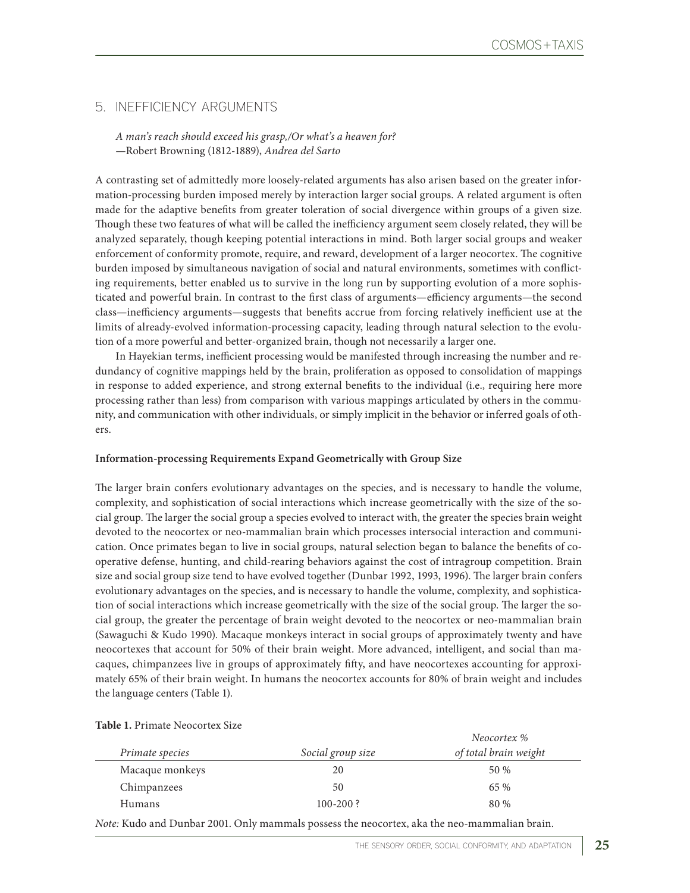## 5. INEFFICIENCY ARGUMENTS

*A man's reach should exceed his grasp,/Or what's a heaven for?*
—Robert Browning (1812-1889), *Andrea del Sarto*

A contrasting set of admittedly more loosely-related arguments has also arisen based on the greater information-processing burden imposed merely by interaction larger social groups. A related argument is often made for the adaptive benefits from greater toleration of social divergence within groups of a given size. Though these two features of what will be called the inefficiency argument seem closely related, they will be analyzed separately, though keeping potential interactions in mind. Both larger social groups and weaker enforcement of conformity promote, require, and reward, development of a larger neocortex. The cognitive burden imposed by simultaneous navigation of social and natural environments, sometimes with conflicting requirements, better enabled us to survive in the long run by supporting evolution of a more sophisticated and powerful brain. In contrast to the first class of arguments—efficiency arguments—the second class—inefficiency arguments—suggests that benefits accrue from forcing relatively inefficient use at the limits of already-evolved information-processing capacity, leading through natural selection to the evolution of a more powerful and better-organized brain, though not necessarily a larger one.

In Hayekian terms, inefficient processing would be manifested through increasing the number and redundancy of cognitive mappings held by the brain, proliferation as opposed to consolidation of mappings in response to added experience, and strong external benefits to the individual (i.e., requiring here more processing rather than less) from comparison with various mappings articulated by others in the community, and communication with other individuals, or simply implicit in the behavior or inferred goals of others.

**Information-processing Requirements Expand Geometrically with Group Size**

The larger brain confers evolutionary advantages on the species, and is necessary to handle the volume, complexity, and sophistication of social interactions which increase geometrically with the size of the social group. The larger the social group a species evolved to interact with, the greater the species brain weight devoted to the neocortex or neo-mammalian brain which processes intersocial interaction and communication. Once primates began to live in social groups, natural selection began to balance the benefits of cooperative defense, hunting, and child-rearing behaviors against the cost of intragroup competition. Brain size and social group size tend to have evolved together (Dunbar 1992, 1993, 1996). The larger brain confers evolutionary advantages on the species, and is necessary to handle the volume, complexity, and sophistication of social interactions which increase geometrically with the size of the social group. The larger the social group, the greater the percentage of brain weight devoted to the neocortex or neo-mammalian brain (Sawaguchi & Kudo 1990). Macaque monkeys interact in social groups of approximately twenty and have neocortexes that account for 50% of their brain weight. More advanced, intelligent, and social than macaques, chimpanzees live in groups of approximately fifty, and have neocortexes accounting for approximately 65% of their brain weight. In humans the neocortex accounts for 80% of brain weight and includes the language centers (Table 1).

**Table 1.** Primate Neocortex Size

| *Primate species* | *Social group size* | *Neocortex % of total brain weight* |
|---|---|---|
| Macaque monkeys | 20 | 50 % |
| Chimpanzees | 50 | 65 % |
| Humans | 100-200 ? | 80 % |

*Note:* Kudo and Dunbar 2001. Only mammals possess the neocortex, aka the neo-mammalian brain.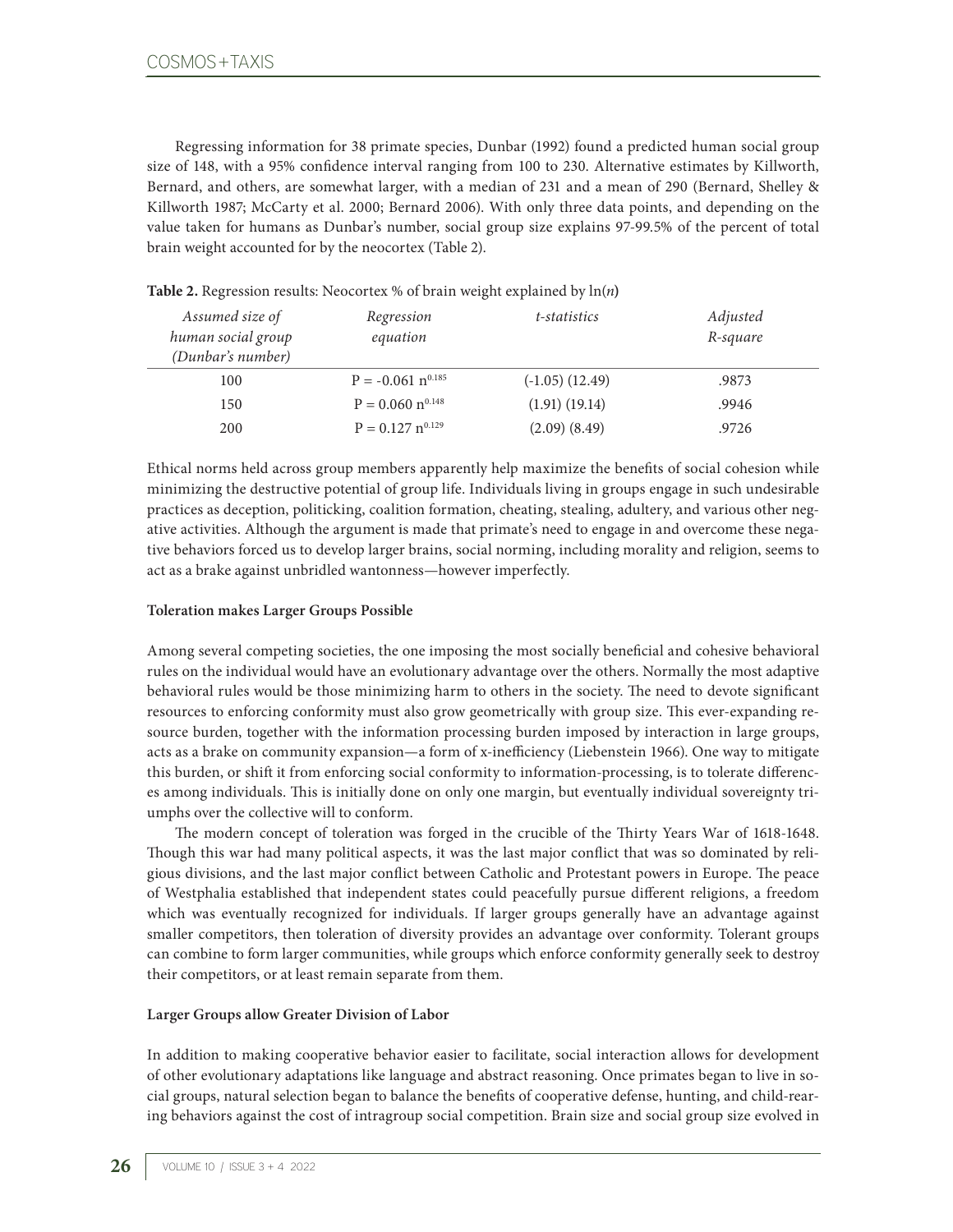Regressing information for 38 primate species, Dunbar (1992) found a predicted human social group size of 148, with a 95% confidence interval ranging from 100 to 230. Alternative estimates by Killworth, Bernard, and others, are somewhat larger, with a median of 231 and a mean of 290 (Bernard, Shelley & Killworth 1987; McCarty et al. 2000; Bernard 2006). With only three data points, and depending on the value taken for humans as Dunbar's number, social group size explains 97-99.5% of the percent of total brain weight accounted for by the neocortex (Table 2).

**Table 2.** Regression results: Neocortex % of brain weight explained by ln(*n*)

| *Assumed size of human social group (Dunbar's number)* | *Regression equation* | *t-statistics* | *Adjusted R-square* |
|---|---|---|---|
| 100 | $P = -0.061\ n^{0.185}$ | (-1.05) (12.49) | .9873 |
| 150 | $P = 0.060\ n^{0.148}$ | (1.91) (19.14) | .9946 |
| 200 | $P = 0.127\ n^{0.129}$ | (2.09) (8.49) | .9726 |

Ethical norms held across group members apparently help maximize the benefits of social cohesion while minimizing the destructive potential of group life. Individuals living in groups engage in such undesirable practices as deception, politicking, coalition formation, cheating, stealing, adultery, and various other negative activities. Although the argument is made that primate's need to engage in and overcome these negative behaviors forced us to develop larger brains, social norming, including morality and religion, seems to act as a brake against unbridled wantonness—however imperfectly.

**Toleration makes Larger Groups Possible**

Among several competing societies, the one imposing the most socially beneficial and cohesive behavioral rules on the individual would have an evolutionary advantage over the others. Normally the most adaptive behavioral rules would be those minimizing harm to others in the society. The need to devote significant resources to enforcing conformity must also grow geometrically with group size. This ever-expanding resource burden, together with the information processing burden imposed by interaction in large groups, acts as a brake on community expansion—a form of x-inefficiency (Liebenstein 1966). One way to mitigate this burden, or shift it from enforcing social conformity to information-processing, is to tolerate differences among individuals. This is initially done on only one margin, but eventually individual sovereignty triumphs over the collective will to conform.

The modern concept of toleration was forged in the crucible of the Thirty Years War of 1618-1648. Though this war had many political aspects, it was the last major conflict that was so dominated by religious divisions, and the last major conflict between Catholic and Protestant powers in Europe. The peace of Westphalia established that independent states could peacefully pursue different religions, a freedom which was eventually recognized for individuals. If larger groups generally have an advantage against smaller competitors, then toleration of diversity provides an advantage over conformity. Tolerant groups can combine to form larger communities, while groups which enforce conformity generally seek to destroy their competitors, or at least remain separate from them.

**Larger Groups allow Greater Division of Labor**

In addition to making cooperative behavior easier to facilitate, social interaction allows for development of other evolutionary adaptations like language and abstract reasoning. Once primates began to live in social groups, natural selection began to balance the benefits of cooperative defense, hunting, and child-rearing behaviors against the cost of intragroup social competition. Brain size and social group size evolved in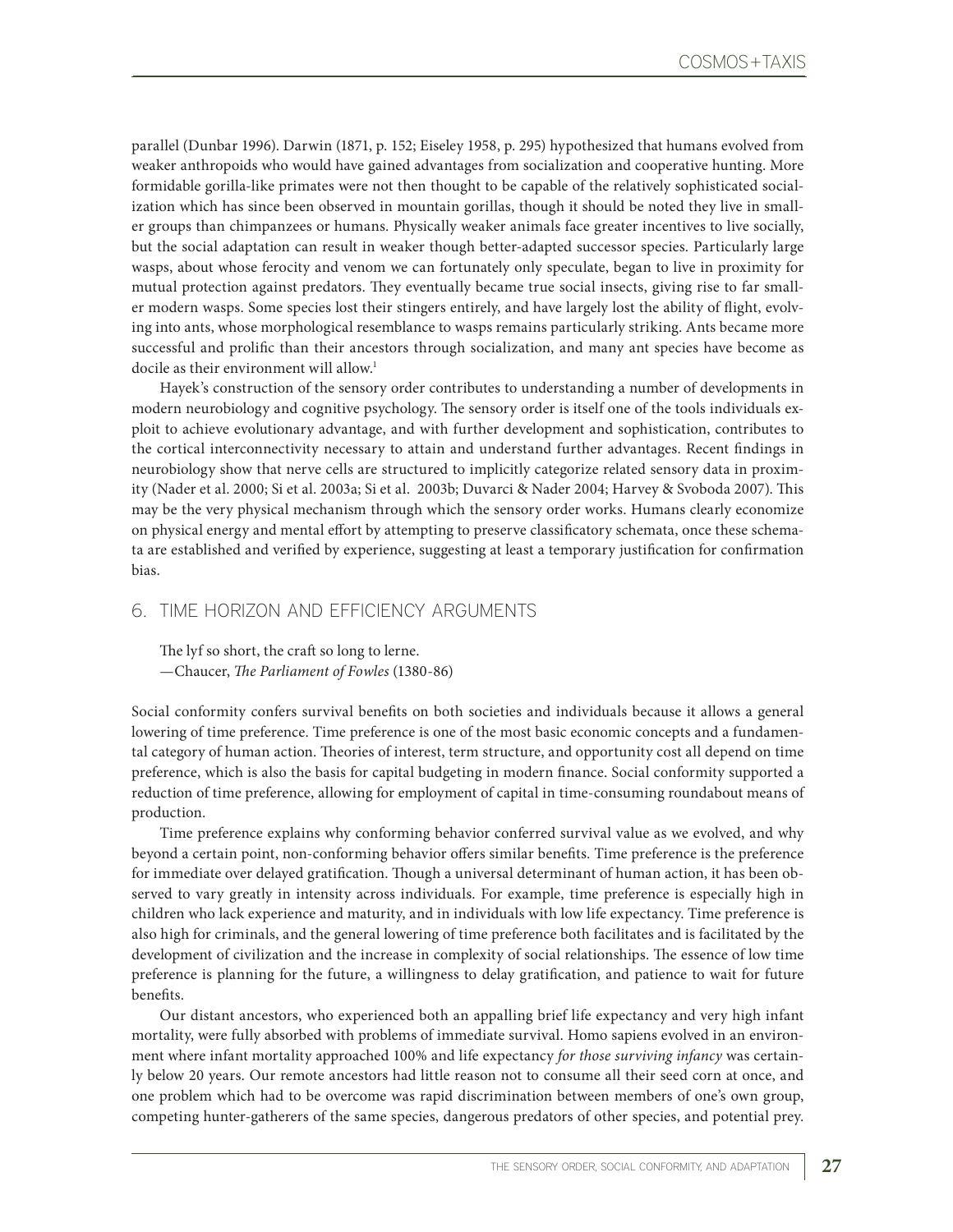parallel (Dunbar 1996). Darwin (1871, p. 152; Eiseley 1958, p. 295) hypothesized that humans evolved from weaker anthropoids who would have gained advantages from socialization and cooperative hunting. More formidable gorilla-like primates were not then thought to be capable of the relatively sophisticated socialization which has since been observed in mountain gorillas, though it should be noted they live in smaller groups than chimpanzees or humans. Physically weaker animals face greater incentives to live socially, but the social adaptation can result in weaker though better-adapted successor species. Particularly large wasps, about whose ferocity and venom we can fortunately only speculate, began to live in proximity for mutual protection against predators. They eventually became true social insects, giving rise to far smaller modern wasps. Some species lost their stingers entirely, and have largely lost the ability of flight, evolving into ants, whose morphological resemblance to wasps remains particularly striking. Ants became more successful and prolific than their ancestors through socialization, and many ant species have become as docile as their environment will allow.[1]

Hayek's construction of the sensory order contributes to understanding a number of developments in modern neurobiology and cognitive psychology. The sensory order is itself one of the tools individuals exploit to achieve evolutionary advantage, and with further development and sophistication, contributes to the cortical interconnectivity necessary to attain and understand further advantages. Recent findings in neurobiology show that nerve cells are structured to implicitly categorize related sensory data in proximity (Nader et al. 2000; Si et al. 2003a; Si et al. 2003b; Duvarci & Nader 2004; Harvey & Svoboda 2007). This may be the very physical mechanism through which the sensory order works. Humans clearly economize on physical energy and mental effort by attempting to preserve classificatory schemata, once these schemata are established and verified by experience, suggesting at least a temporary justification for confirmation bias.

## 6. TIME HORIZON AND EFFICIENCY ARGUMENTS

The lyf so short, the craft so long to lerne.
—Chaucer, *The Parliament of Fowles* (1380-86)

Social conformity confers survival benefits on both societies and individuals because it allows a general lowering of time preference. Time preference is one of the most basic economic concepts and a fundamental category of human action. Theories of interest, term structure, and opportunity cost all depend on time preference, which is also the basis for capital budgeting in modern finance. Social conformity supported a reduction of time preference, allowing for employment of capital in time-consuming roundabout means of production.

Time preference explains why conforming behavior conferred survival value as we evolved, and why beyond a certain point, non-conforming behavior offers similar benefits. Time preference is the preference for immediate over delayed gratification. Though a universal determinant of human action, it has been observed to vary greatly in intensity across individuals. For example, time preference is especially high in children who lack experience and maturity, and in individuals with low life expectancy. Time preference is also high for criminals, and the general lowering of time preference both facilitates and is facilitated by the development of civilization and the increase in complexity of social relationships. The essence of low time preference is planning for the future, a willingness to delay gratification, and patience to wait for future benefits.

Our distant ancestors, who experienced both an appalling brief life expectancy and very high infant mortality, were fully absorbed with problems of immediate survival. Homo sapiens evolved in an environment where infant mortality approached 100% and life expectancy *for those surviving infancy* was certainly below 20 years. Our remote ancestors had little reason not to consume all their seed corn at once, and one problem which had to be overcome was rapid discrimination between members of one's own group, competing hunter-gatherers of the same species, dangerous predators of other species, and potential prey.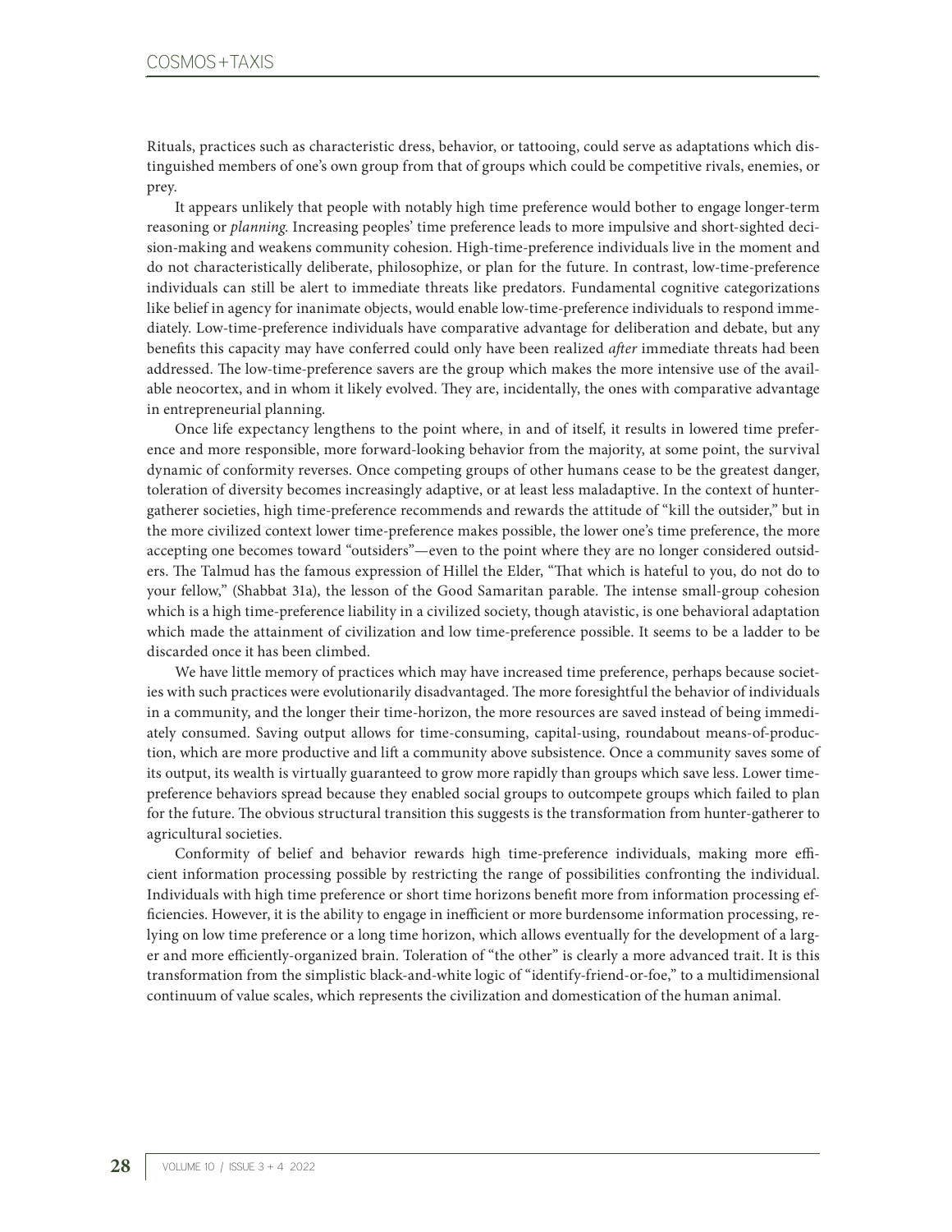Rituals, practices such as characteristic dress, behavior, or tattooing, could serve as adaptations which distinguished members of one's own group from that of groups which could be competitive rivals, enemies, or prey.

It appears unlikely that people with notably high time preference would bother to engage longer-term reasoning or *planning*. Increasing peoples' time preference leads to more impulsive and short-sighted decision-making and weakens community cohesion. High-time-preference individuals live in the moment and do not characteristically deliberate, philosophize, or plan for the future. In contrast, low-time-preference individuals can still be alert to immediate threats like predators. Fundamental cognitive categorizations like belief in agency for inanimate objects, would enable low-time-preference individuals to respond immediately. Low-time-preference individuals have comparative advantage for deliberation and debate, but any benefits this capacity may have conferred could only have been realized *after* immediate threats had been addressed. The low-time-preference savers are the group which makes the more intensive use of the available neocortex, and in whom it likely evolved. They are, incidentally, the ones with comparative advantage in entrepreneurial planning.

Once life expectancy lengthens to the point where, in and of itself, it results in lowered time preference and more responsible, more forward-looking behavior from the majority, at some point, the survival dynamic of conformity reverses. Once competing groups of other humans cease to be the greatest danger, toleration of diversity becomes increasingly adaptive, or at least less maladaptive. In the context of hunter-gatherer societies, high time-preference recommends and rewards the attitude of "kill the outsider," but in the more civilized context lower time-preference makes possible, the lower one's time preference, the more accepting one becomes toward "outsiders"—even to the point where they are no longer considered outsiders. The Talmud has the famous expression of Hillel the Elder, "That which is hateful to you, do not do to your fellow," (Shabbat 31a), the lesson of the Good Samaritan parable. The intense small-group cohesion which is a high time-preference liability in a civilized society, though atavistic, is one behavioral adaptation which made the attainment of civilization and low time-preference possible. It seems to be a ladder to be discarded once it has been climbed.

We have little memory of practices which may have increased time preference, perhaps because societies with such practices were evolutionarily disadvantaged. The more foresightful the behavior of individuals in a community, and the longer their time-horizon, the more resources are saved instead of being immediately consumed. Saving output allows for time-consuming, capital-using, roundabout means-of-production, which are more productive and lift a community above subsistence. Once a community saves some of its output, its wealth is virtually guaranteed to grow more rapidly than groups which save less. Lower time-preference behaviors spread because they enabled social groups to outcompete groups which failed to plan for the future. The obvious structural transition this suggests is the transformation from hunter-gatherer to agricultural societies.

Conformity of belief and behavior rewards high time-preference individuals, making more efficient information processing possible by restricting the range of possibilities confronting the individual. Individuals with high time preference or short time horizons benefit more from information processing efficiencies. However, it is the ability to engage in inefficient or more burdensome information processing, relying on low time preference or a long time horizon, which allows eventually for the development of a larger and more efficiently-organized brain. Toleration of "the other" is clearly a more advanced trait. It is this transformation from the simplistic black-and-white logic of "identify-friend-or-foe," to a multidimensional continuum of value scales, which represents the civilization and domestication of the human animal.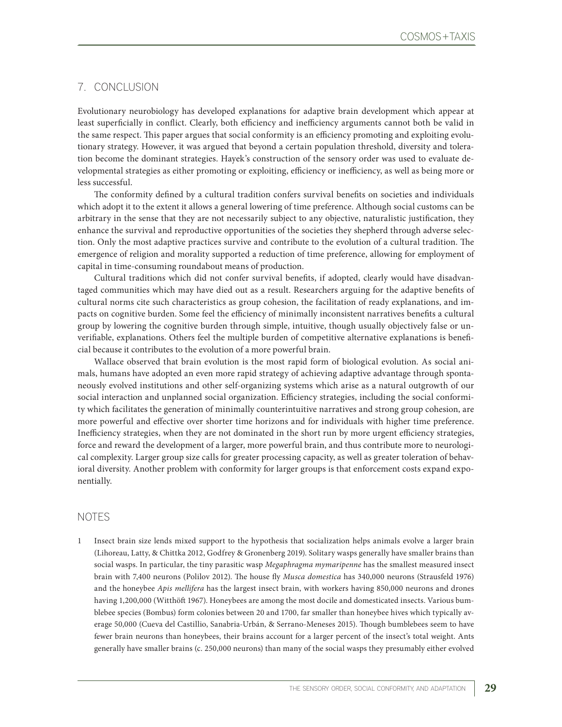## 7. CONCLUSION

Evolutionary neurobiology has developed explanations for adaptive brain development which appear at least superficially in conflict. Clearly, both efficiency and inefficiency arguments cannot both be valid in the same respect. This paper argues that social conformity is an efficiency promoting and exploiting evolutionary strategy. However, it was argued that beyond a certain population threshold, diversity and toleration become the dominant strategies. Hayek's construction of the sensory order was used to evaluate developmental strategies as either promoting or exploiting, efficiency or inefficiency, as well as being more or less successful.

The conformity defined by a cultural tradition confers survival benefits on societies and individuals which adopt it to the extent it allows a general lowering of time preference. Although social customs can be arbitrary in the sense that they are not necessarily subject to any objective, naturalistic justification, they enhance the survival and reproductive opportunities of the societies they shepherd through adverse selection. Only the most adaptive practices survive and contribute to the evolution of a cultural tradition. The emergence of religion and morality supported a reduction of time preference, allowing for employment of capital in time-consuming roundabout means of production.

Cultural traditions which did not confer survival benefits, if adopted, clearly would have disadvantaged communities which may have died out as a result. Researchers arguing for the adaptive benefits of cultural norms cite such characteristics as group cohesion, the facilitation of ready explanations, and impacts on cognitive burden. Some feel the efficiency of minimally inconsistent narratives benefits a cultural group by lowering the cognitive burden through simple, intuitive, though usually objectively false or unverifiable, explanations. Others feel the multiple burden of competitive alternative explanations is beneficial because it contributes to the evolution of a more powerful brain.

Wallace observed that brain evolution is the most rapid form of biological evolution. As social animals, humans have adopted an even more rapid strategy of achieving adaptive advantage through spontaneously evolved institutions and other self-organizing systems which arise as a natural outgrowth of our social interaction and unplanned social organization. Efficiency strategies, including the social conformity which facilitates the generation of minimally counterintuitive narratives and strong group cohesion, are more powerful and effective over shorter time horizons and for individuals with higher time preference. Inefficiency strategies, when they are not dominated in the short run by more urgent efficiency strategies, force and reward the development of a larger, more powerful brain, and thus contribute more to neurological complexity. Larger group size calls for greater processing capacity, as well as greater toleration of behavioral diversity. Another problem with conformity for larger groups is that enforcement costs expand exponentially.

## NOTES

1 Insect brain size lends mixed support to the hypothesis that socialization helps animals evolve a larger brain (Lihoreau, Latty, & Chittka 2012, Godfrey & Gronenberg 2019). Solitary wasps generally have smaller brains than social wasps. In particular, the tiny parasitic wasp *Megaphragma mymaripenne* has the smallest measured insect brain with 7,400 neurons (Polilov 2012). The house fly *Musca domestica* has 340,000 neurons (Strausfeld 1976) and the honeybee *Apis mellifera* has the largest insect brain, with workers having 850,000 neurons and drones having 1,200,000 (Witthöft 1967). Honeybees are among the most docile and domesticated insects. Various bumblebee species (Bombus) form colonies between 20 and 1700, far smaller than honeybee hives which typically average 50,000 (Cueva del Castillio, Sanabria-Urbán, & Serrano-Meneses 2015). Though bumblebees seem to have fewer brain neurons than honeybees, their brains account for a larger percent of the insect's total weight. Ants generally have smaller brains (c. 250,000 neurons) than many of the social wasps they presumably either evolved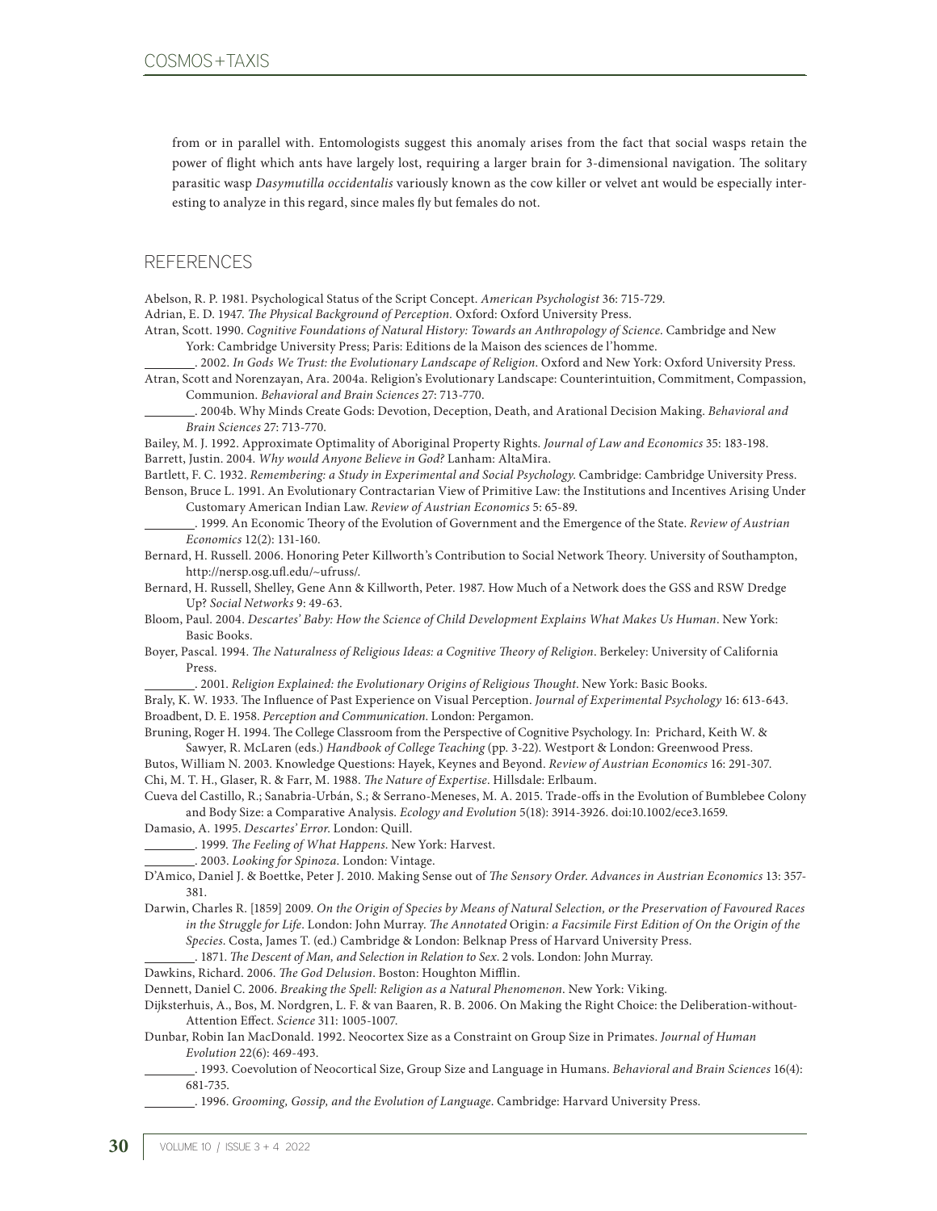from or in parallel with. Entomologists suggest this anomaly arises from the fact that social wasps retain the power of flight which ants have largely lost, requiring a larger brain for 3-dimensional navigation. The solitary parasitic wasp *Dasymutilla occidentalis* variously known as the cow killer or velvet ant would be especially interesting to analyze in this regard, since males fly but females do not.

## REFERENCES

Abelson, R. P. 1981. Psychological Status of the Script Concept. *American Psychologist* 36: 715-729.

Adrian, E. D. 1947. *The Physical Background of Perception*. Oxford: Oxford University Press.

Atran, Scott. 1990. *Cognitive Foundations of Natural History: Towards an Anthropology of Science*. Cambridge and New York: Cambridge University Press; Paris: Editions de la Maison des sciences de l'homme.

________. 2002. *In Gods We Trust: the Evolutionary Landscape of Religion*. Oxford and New York: Oxford University Press.

Atran, Scott and Norenzayan, Ara. 2004a. Religion's Evolutionary Landscape: Counterintuition, Commitment, Compassion, Communion. *Behavioral and Brain Sciences* 27: 713-770.

________. 2004b. Why Minds Create Gods: Devotion, Deception, Death, and Arational Decision Making. *Behavioral and Brain Sciences* 27: 713-770.

Bailey, M. J. 1992. Approximate Optimality of Aboriginal Property Rights. *Journal of Law and Economics* 35: 183-198.

Barrett, Justin. 2004. *Why would Anyone Believe in God?* Lanham: AltaMira.

Bartlett, F. C. 1932. *Remembering: a Study in Experimental and Social Psychology*. Cambridge: Cambridge University Press.

Benson, Bruce L. 1991. An Evolutionary Contractarian View of Primitive Law: the Institutions and Incentives Arising Under Customary American Indian Law. *Review of Austrian Economics* 5: 65-89.

________. 1999. An Economic Theory of the Evolution of Government and the Emergence of the State. *Review of Austrian Economics* 12(2): 131-160.

Bernard, H. Russell. 2006. Honoring Peter Killworth's Contribution to Social Network Theory. University of Southampton, http://nersp.osg.ufl.edu/~ufruss/.

Bernard, H. Russell, Shelley, Gene Ann & Killworth, Peter. 1987. How Much of a Network does the GSS and RSW Dredge Up? *Social Networks* 9: 49-63.

Bloom, Paul. 2004. *Descartes' Baby: How the Science of Child Development Explains What Makes Us Human*. New York: Basic Books.

Boyer, Pascal. 1994. *The Naturalness of Religious Ideas: a Cognitive Theory of Religion*. Berkeley: University of California Press.

________. 2001. *Religion Explained: the Evolutionary Origins of Religious Thought*. New York: Basic Books.

Braly, K. W. 1933. The Influence of Past Experience on Visual Perception. *Journal of Experimental Psychology* 16: 613-643.

Broadbent, D. E. 1958. *Perception and Communication*. London: Pergamon.

Bruning, Roger H. 1994. The College Classroom from the Perspective of Cognitive Psychology. In: Prichard, Keith W. & Sawyer, R. McLaren (eds.) *Handbook of College Teaching* (pp. 3-22). Westport & London: Greenwood Press.

Butos, William N. 2003. Knowledge Questions: Hayek, Keynes and Beyond. *Review of Austrian Economics* 16: 291-307.

Chi, M. T. H., Glaser, R. & Farr, M. 1988. *The Nature of Expertise*. Hillsdale: Erlbaum.

Cueva del Castillo, R.; Sanabria-Urbán, S.; & Serrano-Meneses, M. A. 2015. Trade-offs in the Evolution of Bumblebee Colony and Body Size: a Comparative Analysis. *Ecology and Evolution* 5(18): 3914-3926. doi:10.1002/ece3.1659.

Damasio, A. 1995. *Descartes' Error*. London: Quill.

________. 1999. *The Feeling of What Happens*. New York: Harvest.

________. 2003. *Looking for Spinoza*. London: Vintage.

D'Amico, Daniel J. & Boettke, Peter J. 2010. Making Sense out of *The Sensory Order*. *Advances in Austrian Economics* 13: 357-381.

Darwin, Charles R. [1859] 2009. *On the Origin of Species by Means of Natural Selection, or the Preservation of Favoured Races in the Struggle for Life*. London: John Murray. *The Annotated* Origin*: a Facsimile First Edition of On the Origin of the Species*. Costa, James T. (ed.) Cambridge & London: Belknap Press of Harvard University Press.

________. 1871. *The Descent of Man, and Selection in Relation to Sex*. 2 vols. London: John Murray.

Dawkins, Richard. 2006. *The God Delusion*. Boston: Houghton Mifflin.

Dennett, Daniel C. 2006. *Breaking the Spell: Religion as a Natural Phenomenon*. New York: Viking.

Dijksterhuis, A., Bos, M. Nordgren, L. F. & van Baaren, R. B. 2006. On Making the Right Choice: the Deliberation-without-Attention Effect. *Science* 311: 1005-1007.

Dunbar, Robin Ian MacDonald. 1992. Neocortex Size as a Constraint on Group Size in Primates. *Journal of Human Evolution* 22(6): 469-493.

________. 1993. Coevolution of Neocortical Size, Group Size and Language in Humans. *Behavioral and Brain Sciences* 16(4): 681-735.

________. 1996. *Grooming, Gossip, and the Evolution of Language*. Cambridge: Harvard University Press.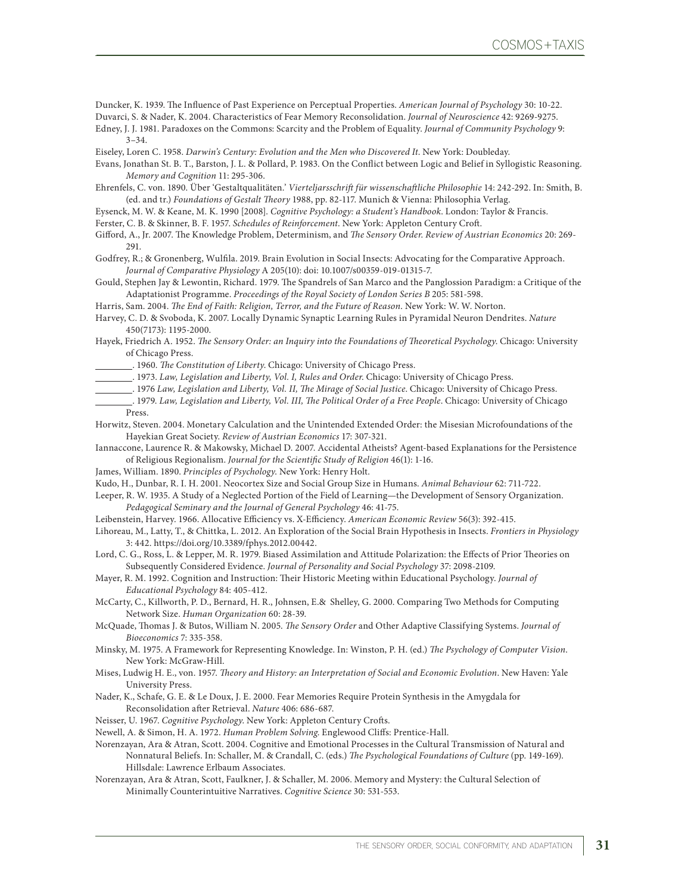Duncker, K. 1939. The Influence of Past Experience on Perceptual Properties. *American Journal of Psychology* 30: 10-22.

Duvarci, S. & Nader, K. 2004. Characteristics of Fear Memory Reconsolidation. *Journal of Neuroscience* 42: 9269-9275.

Edney, J. J. 1981. Paradoxes on the Commons: Scarcity and the Problem of Equality. *Journal of Community Psychology* 9: 3–34.

Eiseley, Loren C. 1958. *Darwin's Century: Evolution and the Men who Discovered It*. New York: Doubleday.

Evans, Jonathan St. B. T., Barston, J. L. & Pollard, P. 1983. On the Conflict between Logic and Belief in Syllogistic Reasoning. *Memory and Cognition* 11: 295-306.

Ehrenfels, C. von. 1890. Über 'Gestaltqualitäten.' *Vierteljarsschrift für wissenschaftliche Philosophie* 14: 242-292. In: Smith, B. (ed. and tr.) *Foundations of Gestalt Theory* 1988, pp. 82-117. Munich & Vienna: Philosophia Verlag.

Eysenck, M. W. & Keane, M. K. 1990 [2008]. *Cognitive Psychology: a Student's Handbook*. London: Taylor & Francis.

Ferster, C. B. & Skinner, B. F. 1957. *Schedules of Reinforcement*. New York: Appleton Century Croft.

Gifford, A., Jr. 2007. The Knowledge Problem, Determinism, and *The Sensory Order. Review of Austrian Economics* 20: 269-291.

Godfrey, R.; & Gronenberg, Wulfila. 2019. Brain Evolution in Social Insects: Advocating for the Comparative Approach. *Journal of Comparative Physiology* A 205(10): doi: 10.1007/s00359-019-01315-7.

Gould, Stephen Jay & Lewontin, Richard. 1979. The Spandrels of San Marco and the Panglossion Paradigm: a Critique of the Adaptationist Programme. *Proceedings of the Royal Society of London Series B* 205: 581-598.

Harris, Sam. 2004. *The End of Faith: Religion, Terror, and the Future of Reason*. New York: W. W. Norton.

Harvey, C. D. & Svoboda, K. 2007. Locally Dynamic Synaptic Learning Rules in Pyramidal Neuron Dendrites. *Nature* 450(7173): 1195-2000.

Hayek, Friedrich A. 1952. *The Sensory Order: an Inquiry into the Foundations of Theoretical Psychology*. Chicago: University of Chicago Press.

________. 1960. *The Constitution of Liberty*. Chicago: University of Chicago Press.

________. 1973. *Law, Legislation and Liberty, Vol. I, Rules and Order*. Chicago: University of Chicago Press.

________. 1976 *Law, Legislation and Liberty, Vol. II, The Mirage of Social Justice*. Chicago: University of Chicago Press.

________. 1979. *Law, Legislation and Liberty, Vol. III, The Political Order of a Free People*. Chicago: University of Chicago Press.

Horwitz, Steven. 2004. Monetary Calculation and the Unintended Extended Order: the Misesian Microfoundations of the Hayekian Great Society. *Review of Austrian Economics* 17: 307-321.

Iannaccone, Laurence R. & Makowsky, Michael D. 2007. Accidental Atheists? Agent-based Explanations for the Persistence of Religious Regionalism. *Journal for the Scientific Study of Religion* 46(1): 1-16.

James, William. 1890. *Principles of Psychology*. New York: Henry Holt.

Kudo, H., Dunbar, R. I. H. 2001. Neocortex Size and Social Group Size in Humans. *Animal Behaviour* 62: 711-722.

Leeper, R. W. 1935. A Study of a Neglected Portion of the Field of Learning—the Development of Sensory Organization. *Pedagogical Seminary and the Journal of General Psychology* 46: 41-75.

Leibenstein, Harvey. 1966. Allocative Efficiency vs. X-Efficiency. *American Economic Review* 56(3): 392-415.

Lihoreau, M., Latty, T., & Chittka, L. 2012. An Exploration of the Social Brain Hypothesis in Insects. *Frontiers in Physiology* 3: 442. https://doi.org/10.3389/fphys.2012.00442.

Lord, C. G., Ross, L. & Lepper, M. R. 1979. Biased Assimilation and Attitude Polarization: the Effects of Prior Theories on Subsequently Considered Evidence. *Journal of Personality and Social Psychology* 37: 2098-2109.

Mayer, R. M. 1992. Cognition and Instruction: Their Historic Meeting within Educational Psychology. *Journal of Educational Psychology* 84: 405-412.

McCarty, C., Killworth, P. D., Bernard, H. R., Johnsen, E.& Shelley, G. 2000. Comparing Two Methods for Computing Network Size. *Human Organization* 60: 28-39.

McQuade, Thomas J. & Butos, William N. 2005. *The Sensory Order* and Other Adaptive Classifying Systems. *Journal of Bioeconomics* 7: 335-358.

Minsky, M. 1975. A Framework for Representing Knowledge. In: Winston, P. H. (ed.) *The Psychology of Computer Vision*. New York: McGraw-Hill.

Mises, Ludwig H. E., von. 1957. *Theory and History: an Interpretation of Social and Economic Evolution*. New Haven: Yale University Press.

Nader, K., Schafe, G. E. & Le Doux, J. E. 2000. Fear Memories Require Protein Synthesis in the Amygdala for Reconsolidation after Retrieval. *Nature* 406: 686-687.

Neisser, U. 1967. *Cognitive Psychology*. New York: Appleton Century Crofts.

Newell, A. & Simon, H. A. 1972. *Human Problem Solving*. Englewood Cliffs: Prentice-Hall.

Norenzayan, Ara & Atran, Scott. 2004. Cognitive and Emotional Processes in the Cultural Transmission of Natural and Nonnatural Beliefs. In: Schaller, M. & Crandall, C. (eds.) *The Psychological Foundations of Culture* (pp. 149-169). Hillsdale: Lawrence Erlbaum Associates.

Norenzayan, Ara & Atran, Scott, Faulkner, J. & Schaller, M. 2006. Memory and Mystery: the Cultural Selection of Minimally Counterintuitive Narratives. *Cognitive Science* 30: 531-553.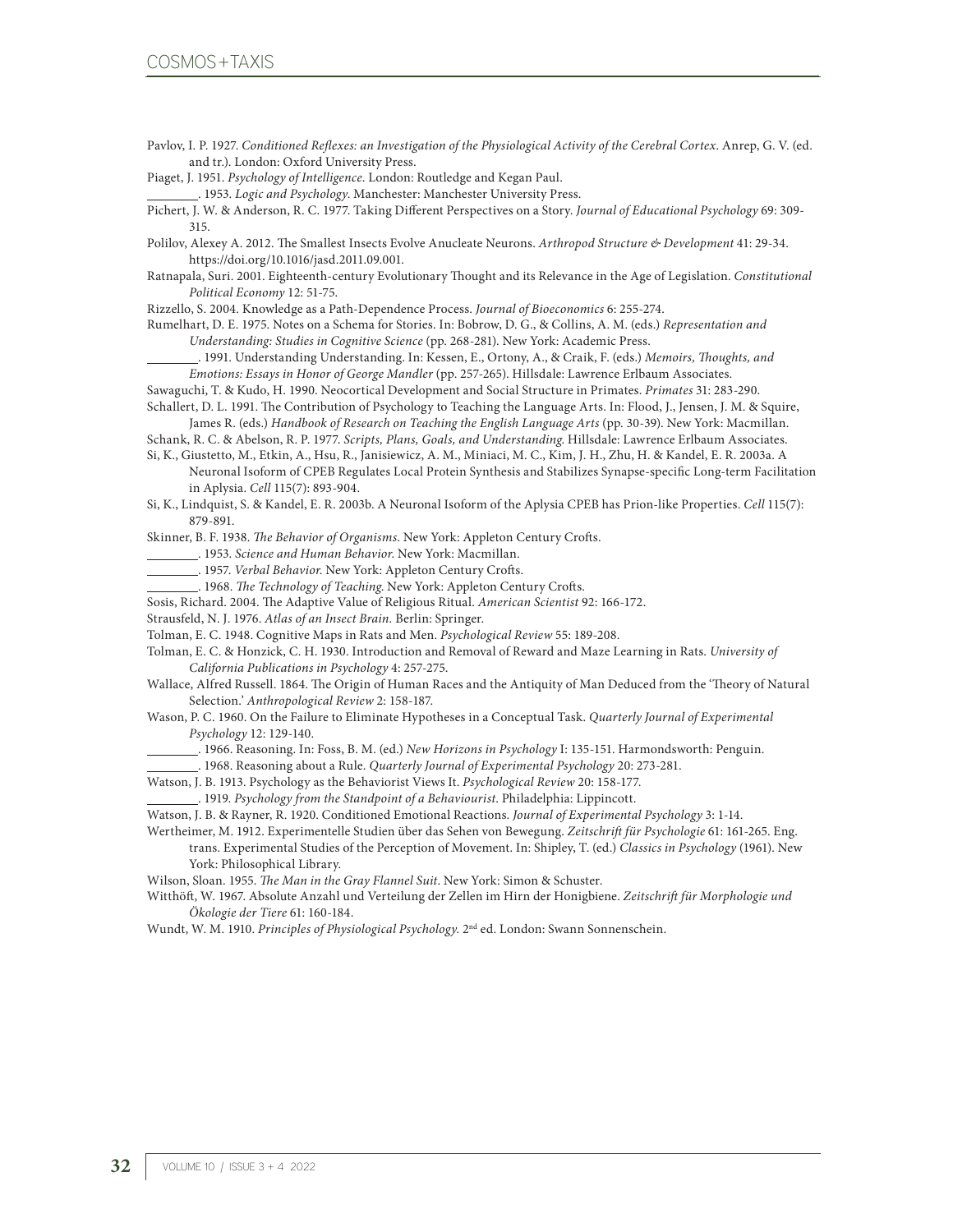Pavlov, I. P. 1927. *Conditioned Reflexes: an Investigation of the Physiological Activity of the Cerebral Cortex*. Anrep, G. V. (ed. and tr.). London: Oxford University Press.

Piaget, J. 1951. *Psychology of Intelligence*. London: Routledge and Kegan Paul.

________. 1953. *Logic and Psychology*. Manchester: Manchester University Press.

Pichert, J. W. & Anderson, R. C. 1977. Taking Different Perspectives on a Story. *Journal of Educational Psychology* 69: 309-315.

Polilov, Alexey A. 2012. The Smallest Insects Evolve Anucleate Neurons. *Arthropod Structure & Development* 41: 29-34. https://doi.org/10.1016/jasd.2011.09.001.

Ratnapala, Suri. 2001. Eighteenth-century Evolutionary Thought and its Relevance in the Age of Legislation. *Constitutional Political Economy* 12: 51-75.

Rizzello, S. 2004. Knowledge as a Path-Dependence Process. *Journal of Bioeconomics* 6: 255-274.

Rumelhart, D. E. 1975. Notes on a Schema for Stories. In: Bobrow, D. G., & Collins, A. M. (eds.) *Representation and Understanding: Studies in Cognitive Science* (pp. 268-281). New York: Academic Press.

________. 1991. Understanding Understanding. In: Kessen, E., Ortony, A., & Craik, F. (eds.) *Memoirs, Thoughts, and Emotions: Essays in Honor of George Mandler* (pp. 257-265). Hillsdale: Lawrence Erlbaum Associates.

Sawaguchi, T. & Kudo, H. 1990. Neocortical Development and Social Structure in Primates. *Primates* 31: 283-290.

Schallert, D. L. 1991. The Contribution of Psychology to Teaching the Language Arts. In: Flood, J., Jensen, J. M. & Squire, James R. (eds.) *Handbook of Research on Teaching the English Language Arts* (pp. 30-39). New York: Macmillan.

Schank, R. C. & Abelson, R. P. 1977. *Scripts, Plans, Goals, and Understanding*. Hillsdale: Lawrence Erlbaum Associates.

Si, K., Giustetto, M., Etkin, A., Hsu, R., Janisiewicz, A. M., Miniaci, M. C., Kim, J. H., Zhu, H. & Kandel, E. R. 2003a. A Neuronal Isoform of CPEB Regulates Local Protein Synthesis and Stabilizes Synapse-specific Long-term Facilitation in Aplysia. *Cell* 115(7): 893-904.

Si, K., Lindquist, S. & Kandel, E. R. 2003b. A Neuronal Isoform of the Aplysia CPEB has Prion-like Properties. *Cell* 115(7): 879-891.

Skinner, B. F. 1938. *The Behavior of Organisms*. New York: Appleton Century Crofts.

________. 1953. *Science and Human Behavior*. New York: Macmillan.

________. 1957. *Verbal Behavior*. New York: Appleton Century Crofts.

________. 1968. *The Technology of Teaching*. New York: Appleton Century Crofts.

Sosis, Richard. 2004. The Adaptive Value of Religious Ritual. *American Scientist* 92: 166-172.

Strausfeld, N. J. 1976. *Atlas of an Insect Brain*. Berlin: Springer.

Tolman, E. C. 1948. Cognitive Maps in Rats and Men. *Psychological Review* 55: 189-208.

Tolman, E. C. & Honzick, C. H. 1930. Introduction and Removal of Reward and Maze Learning in Rats. *University of California Publications in Psychology* 4: 257-275.

Wallace, Alfred Russell. 1864. The Origin of Human Races and the Antiquity of Man Deduced from the 'Theory of Natural Selection.' *Anthropological Review* 2: 158-187.

Wason, P. C. 1960. On the Failure to Eliminate Hypotheses in a Conceptual Task. *Quarterly Journal of Experimental Psychology* 12: 129-140.

________. 1966. Reasoning. In: Foss, B. M. (ed.) *New Horizons in Psychology* I: 135-151. Harmondsworth: Penguin.

________. 1968. Reasoning about a Rule. *Quarterly Journal of Experimental Psychology* 20: 273-281.

Watson, J. B. 1913. Psychology as the Behaviorist Views It. *Psychological Review* 20: 158-177.

________. 1919. *Psychology from the Standpoint of a Behaviourist*. Philadelphia: Lippincott.

Watson, J. B. & Rayner, R. 1920. Conditioned Emotional Reactions. *Journal of Experimental Psychology* 3: 1-14.

Wertheimer, M. 1912. Experimentelle Studien über das Sehen von Bewegung. *Zeitschrift für Psychologie* 61: 161-265. Eng. trans. Experimental Studies of the Perception of Movement. In: Shipley, T. (ed.) *Classics in Psychology* (1961). New York: Philosophical Library.

Wilson, Sloan. 1955. *The Man in the Gray Flannel Suit*. New York: Simon & Schuster.

Witthöft, W. 1967. Absolute Anzahl und Verteilung der Zellen im Hirn der Honigbiene. *Zeitschrift für Morphologie und Ökologie der Tiere* 61: 160-184.

Wundt, W. M. 1910. *Principles of Physiological Psychology*. 2nd ed. London: Swann Sonnenschein.